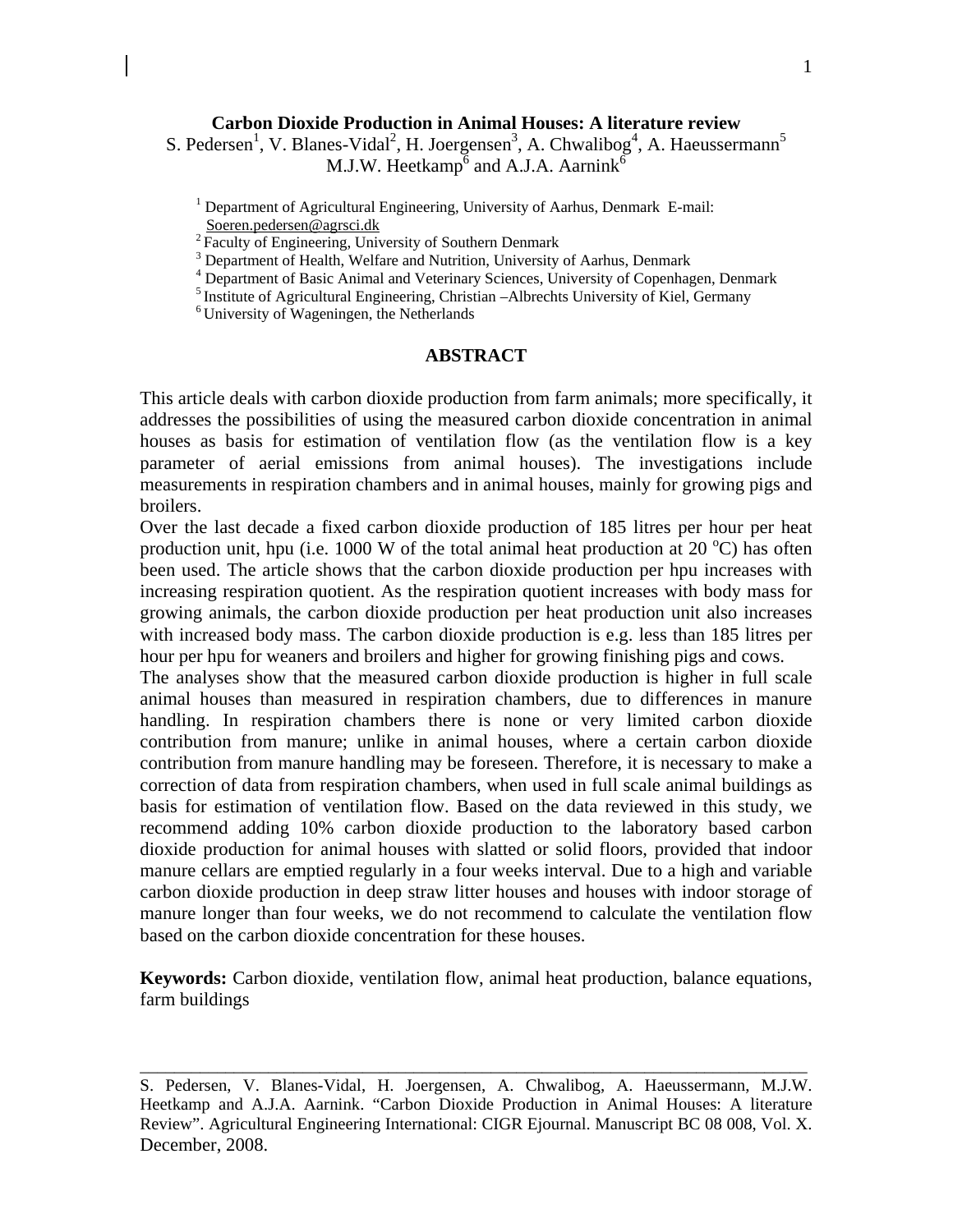# Carbon Dioxide Production in Animal Houses: A literature review

S. Pedersen[1], V. Blanes-Vidal[2], H. Joergensen[3], A. Chwalibog[4], A. Haeussermann[5] M.J.W. Heetkamp[6] and A.J.A. Aarnink[6]

[1] Department of Agricultural Engineering, University of Aarhus, Denmark E-mail: Soeren.pedersen@agrsci.dk
[2] Faculty of Engineering, University of Southern Denmark
[3] Department of Health, Welfare and Nutrition, University of Aarhus, Denmark
[4] Department of Basic Animal and Veterinary Sciences, University of Copenhagen, Denmark
[5] Institute of Agricultural Engineering, Christian –Albrechts University of Kiel, Germany
[6] University of Wageningen, the Netherlands

## ABSTRACT

This article deals with carbon dioxide production from farm animals; more specifically, it addresses the possibilities of using the measured carbon dioxide concentration in animal houses as basis for estimation of ventilation flow (as the ventilation flow is a key parameter of aerial emissions from animal houses). The investigations include measurements in respiration chambers and in animal houses, mainly for growing pigs and broilers.

Over the last decade a fixed carbon dioxide production of 185 litres per hour per heat production unit, hpu (i.e. 1000 W of the total animal heat production at 20 $^{o}$C) has often been used. The article shows that the carbon dioxide production per hpu increases with increasing respiration quotient. As the respiration quotient increases with body mass for growing animals, the carbon dioxide production per heat production unit also increases with increased body mass. The carbon dioxide production is e.g. less than 185 litres per hour per hpu for weaners and broilers and higher for growing finishing pigs and cows.

The analyses show that the measured carbon dioxide production is higher in full scale animal houses than measured in respiration chambers, due to differences in manure handling. In respiration chambers there is none or very limited carbon dioxide contribution from manure; unlike in animal houses, where a certain carbon dioxide contribution from manure handling may be foreseen. Therefore, it is necessary to make a correction of data from respiration chambers, when used in full scale animal buildings as basis for estimation of ventilation flow. Based on the data reviewed in this study, we recommend adding 10% carbon dioxide production to the laboratory based carbon dioxide production for animal houses with slatted or solid floors, provided that indoor manure cellars are emptied regularly in a four weeks interval. Due to a high and variable carbon dioxide production in deep straw litter houses and houses with indoor storage of manure longer than four weeks, we do not recommend to calculate the ventilation flow based on the carbon dioxide concentration for these houses.

**Keywords:** Carbon dioxide, ventilation flow, animal heat production, balance equations, farm buildings

---

S. Pedersen, V. Blanes-Vidal, H. Joergensen, A. Chwalibog, A. Haeussermann, M.J.W. Heetkamp and A.J.A. Aarnink. "Carbon Dioxide Production in Animal Houses: A literature Review". Agricultural Engineering International: CIGR Ejournal. Manuscript BC 08 008, Vol. X. December, 2008.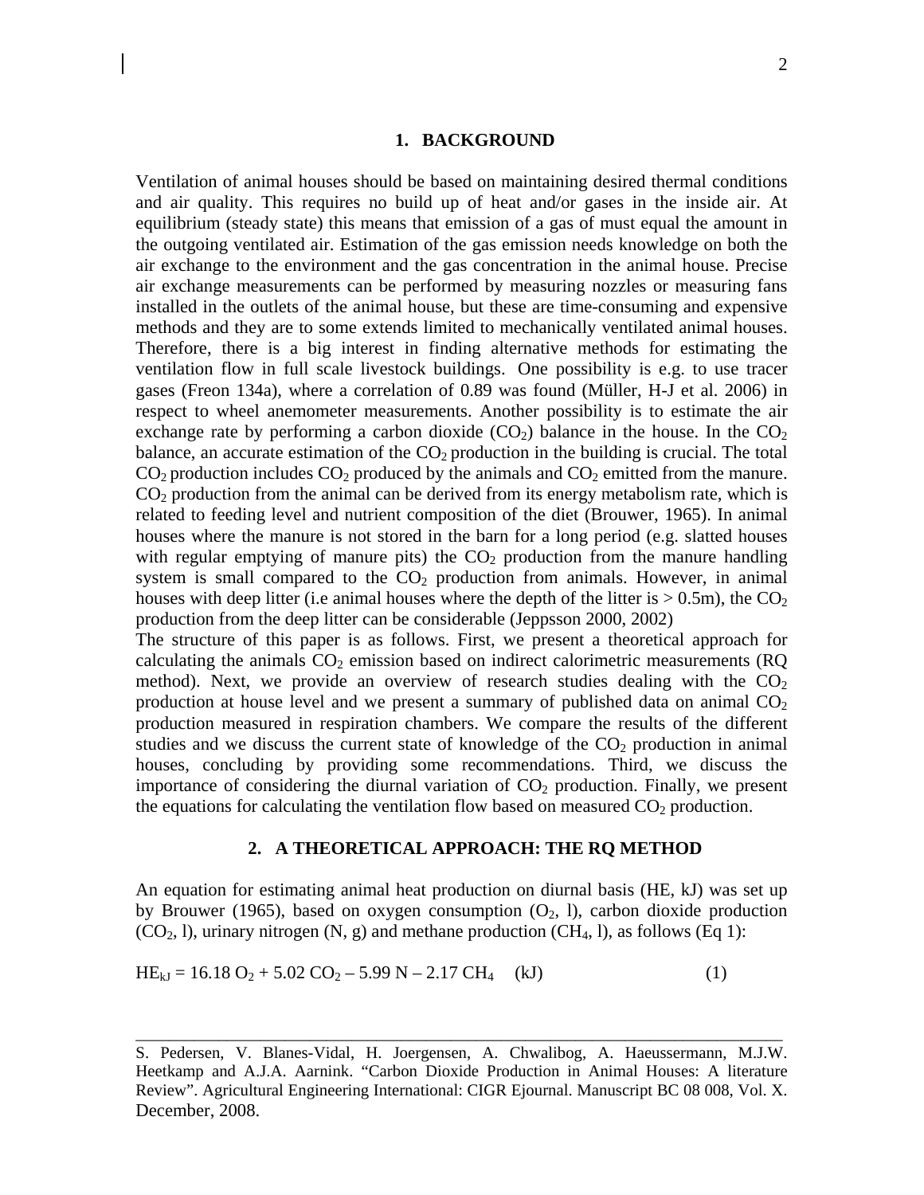## 1. BACKGROUND

Ventilation of animal houses should be based on maintaining desired thermal conditions and air quality. This requires no build up of heat and/or gases in the inside air. At equilibrium (steady state) this means that emission of a gas of must equal the amount in the outgoing ventilated air. Estimation of the gas emission needs knowledge on both the air exchange to the environment and the gas concentration in the animal house. Precise air exchange measurements can be performed by measuring nozzles or measuring fans installed in the outlets of the animal house, but these are time-consuming and expensive methods and they are to some extends limited to mechanically ventilated animal houses. Therefore, there is a big interest in finding alternative methods for estimating the ventilation flow in full scale livestock buildings. One possibility is e.g. to use tracer gases (Freon 134a), where a correlation of 0.89 was found (Müller, H-J et al. 2006) in respect to wheel anemometer measurements. Another possibility is to estimate the air exchange rate by performing a carbon dioxide ($CO_2$) balance in the house. In the $CO_2$ balance, an accurate estimation of the $CO_2$ production in the building is crucial. The total $CO_2$ production includes $CO_2$ produced by the animals and $CO_2$ emitted from the manure. $CO_2$ production from the animal can be derived from its energy metabolism rate, which is related to feeding level and nutrient composition of the diet (Brouwer, 1965). In animal houses where the manure is not stored in the barn for a long period (e.g. slatted houses with regular emptying of manure pits) the $CO_2$ production from the manure handling system is small compared to the $CO_2$ production from animals. However, in animal houses with deep litter (i.e animal houses where the depth of the litter is > 0.5m), the $CO_2$ production from the deep litter can be considerable (Jeppsson 2000, 2002)

The structure of this paper is as follows. First, we present a theoretical approach for calculating the animals $CO_2$ emission based on indirect calorimetric measurements (RQ method). Next, we provide an overview of research studies dealing with the $CO_2$ production at house level and we present a summary of published data on animal $CO_2$ production measured in respiration chambers. We compare the results of the different studies and we discuss the current state of knowledge of the $CO_2$ production in animal houses, concluding by providing some recommendations. Third, we discuss the importance of considering the diurnal variation of $CO_2$ production. Finally, we present the equations for calculating the ventilation flow based on measured $CO_2$ production.

## 2. A THEORETICAL APPROACH: THE RQ METHOD

An equation for estimating animal heat production on diurnal basis (HE, kJ) was set up by Brouwer (1965), based on oxygen consumption ($O_2$, l), carbon dioxide production ($CO_2$, l), urinary nitrogen (N, g) and methane production ($CH_4$, l), as follows (Eq 1):

$$HE_{kJ} = 16.18\ O_2 + 5.02\ CO_2 - 5.99\ N - 2.17\ CH_4 \quad \text{(kJ)} \tag{1}$$

S. Pedersen, V. Blanes-Vidal, H. Joergensen, A. Chwalibog, A. Haeussermann, M.J.W. Heetkamp and A.J.A. Aarnink. "Carbon Dioxide Production in Animal Houses: A literature Review". Agricultural Engineering International: CIGR Ejournal. Manuscript BC 08 008, Vol. X. December, 2008.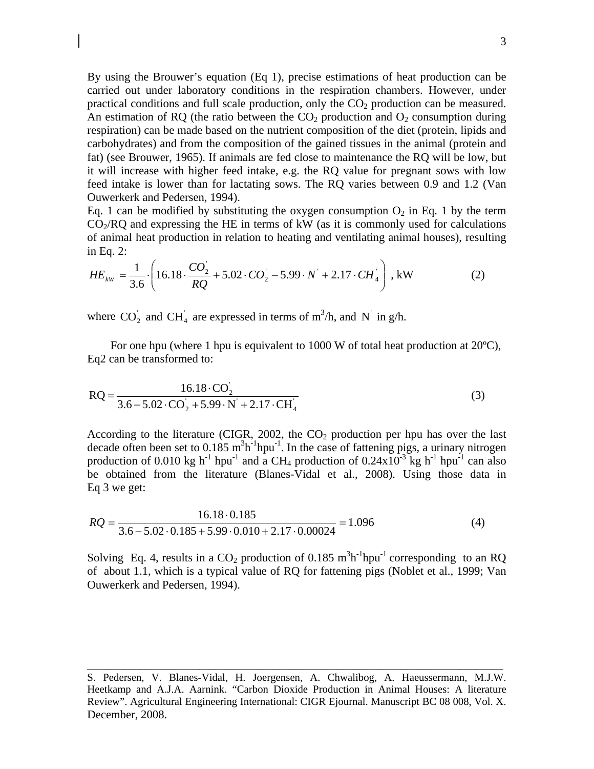By using the Brouwer's equation (Eq 1), precise estimations of heat production can be carried out under laboratory conditions in the respiration chambers. However, under practical conditions and full scale production, only the $CO_2$ production can be measured. An estimation of RQ (the ratio between the $CO_2$ production and $O_2$ consumption during respiration) can be made based on the nutrient composition of the diet (protein, lipids and carbohydrates) and from the composition of the gained tissues in the animal (protein and fat) (see Brouwer, 1965). If animals are fed close to maintenance the RQ will be low, but it will increase with higher feed intake, e.g. the RQ value for pregnant sows with low feed intake is lower than for lactating sows. The RQ varies between 0.9 and 1.2 (Van Ouwerkerk and Pedersen, 1994).

Eq. 1 can be modified by substituting the oxygen consumption $O_2$ in Eq. 1 by the term $CO_2/RQ$ and expressing the HE in terms of kW (as it is commonly used for calculations of animal heat production in relation to heating and ventilating animal houses), resulting in Eq. 2:

$$HE_{kW} = \frac{1}{3.6} \cdot \left( 16.18 \cdot \frac{CO_2^{'}}{RQ} + 5.02 \cdot CO_2^{'} - 5.99 \cdot N^{'} + 2.17 \cdot CH_4^{'} \right) \text{, kW} \tag{2}$$

where $CO_2^{'}$ and $CH_4^{'}$ are expressed in terms of $m^3/h$, and $N^{'}$ in g/h.

For one hpu (where 1 hpu is equivalent to 1000 W of total heat production at 20ºC), Eq2 can be transformed to:

$$RQ = \frac{16.18 \cdot CO_2^{'}}{3.6 - 5.02 \cdot CO_2^{'} + 5.99 \cdot N^{'} + 2.17 \cdot CH_4^{'}} \tag{3}$$

According to the literature (CIGR, 2002, the $CO_2$ production per hpu has over the last decade often been set to 0.185 $m^3h^{-1}hpu^{-1}$. In the case of fattening pigs, a urinary nitrogen production of 0.010 kg $h^{-1}$ $hpu^{-1}$ and a $CH_4$ production of $0.24 \times 10^{-3}$ kg $h^{-1}$ $hpu^{-1}$ can also be obtained from the literature (Blanes-Vidal et al., 2008). Using those data in Eq 3 we get:

$$RQ = \frac{16.18 \cdot 0.185}{3.6 - 5.02 \cdot 0.185 + 5.99 \cdot 0.010 + 2.17 \cdot 0.00024} = 1.096 \tag{4}$$

Solving Eq. 4, results in a $CO_2$ production of 0.185 $m^3h^{-1}hpu^{-1}$ corresponding to an RQ of about 1.1, which is a typical value of RQ for fattening pigs (Noblet et al., 1999; Van Ouwerkerk and Pedersen, 1994).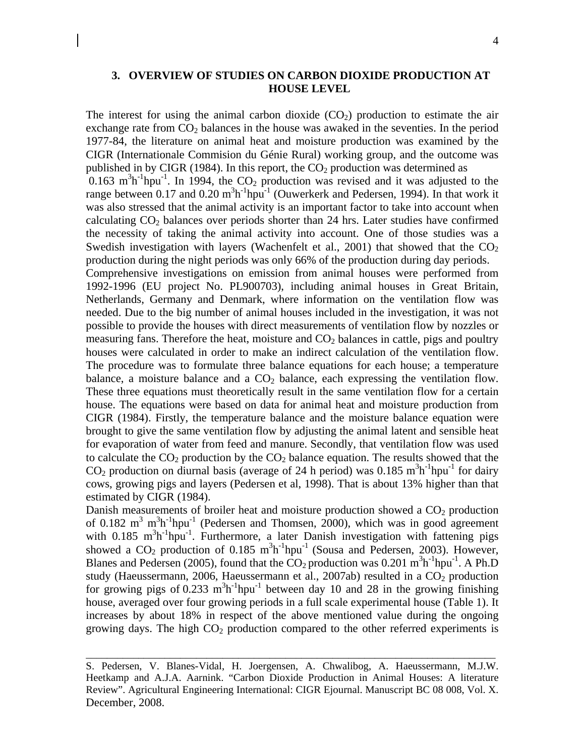## 3. OVERVIEW OF STUDIES ON CARBON DIOXIDE PRODUCTION AT HOUSE LEVEL

The interest for using the animal carbon dioxide ($CO_2$) production to estimate the air exchange rate from $CO_2$ balances in the house was awaked in the seventies. In the period 1977-84, the literature on animal heat and moisture production was examined by the CIGR (Internationale Commision du Génie Rural) working group, and the outcome was published in by CIGR (1984). In this report, the $CO_2$ production was determined as 0.163 $m^3h^{-1}hpu^{-1}$. In 1994, the $CO_2$ production was revised and it was adjusted to the range between 0.17 and 0.20 $m^3h^{-1}hpu^{-1}$ (Ouwerkerk and Pedersen, 1994). In that work it was also stressed that the animal activity is an important factor to take into account when calculating $CO_2$ balances over periods shorter than 24 hrs. Later studies have confirmed the necessity of taking the animal activity into account. One of those studies was a Swedish investigation with layers (Wachenfelt et al., 2001) that showed that the $CO_2$ production during the night periods was only 66% of the production during day periods.

Comprehensive investigations on emission from animal houses were performed from 1992-1996 (EU project No. PL900703), including animal houses in Great Britain, Netherlands, Germany and Denmark, where information on the ventilation flow was needed. Due to the big number of animal houses included in the investigation, it was not possible to provide the houses with direct measurements of ventilation flow by nozzles or measuring fans. Therefore the heat, moisture and $CO_2$ balances in cattle, pigs and poultry houses were calculated in order to make an indirect calculation of the ventilation flow. The procedure was to formulate three balance equations for each house; a temperature balance, a moisture balance and a $CO_2$ balance, each expressing the ventilation flow. These three equations must theoretically result in the same ventilation flow for a certain house. The equations were based on data for animal heat and moisture production from CIGR (1984). Firstly, the temperature balance and the moisture balance equation were brought to give the same ventilation flow by adjusting the animal latent and sensible heat for evaporation of water from feed and manure. Secondly, that ventilation flow was used to calculate the $CO_2$ production by the $CO_2$ balance equation. The results showed that the $CO_2$ production on diurnal basis (average of 24 h period) was 0.185 $m^3h^{-1}hpu^{-1}$ for dairy cows, growing pigs and layers (Pedersen et al, 1998). That is about 13% higher than that estimated by CIGR (1984).

Danish measurements of broiler heat and moisture production showed a $CO_2$ production of 0.182 $m^3$ $m^3h^{-1}hpu^{-1}$ (Pedersen and Thomsen, 2000), which was in good agreement with 0.185 $m^3h^{-1}hpu^{-1}$. Furthermore, a later Danish investigation with fattening pigs showed a $CO_2$ production of 0.185 $m^3h^{-1}hpu^{-1}$ (Sousa and Pedersen, 2003). However, Blanes and Pedersen (2005), found that the $CO_2$ production was 0.201 $m^3h^{-1}hpu^{-1}$. A Ph.D study (Haeussermann, 2006, Haeussermann et al., 2007ab) resulted in a $CO_2$ production for growing pigs of 0.233 $m^3h^{-1}hpu^{-1}$ between day 10 and 28 in the growing finishing house, averaged over four growing periods in a full scale experimental house (Table 1). It increases by about 18% in respect of the above mentioned value during the ongoing growing days. The high $CO_2$ production compared to the other referred experiments is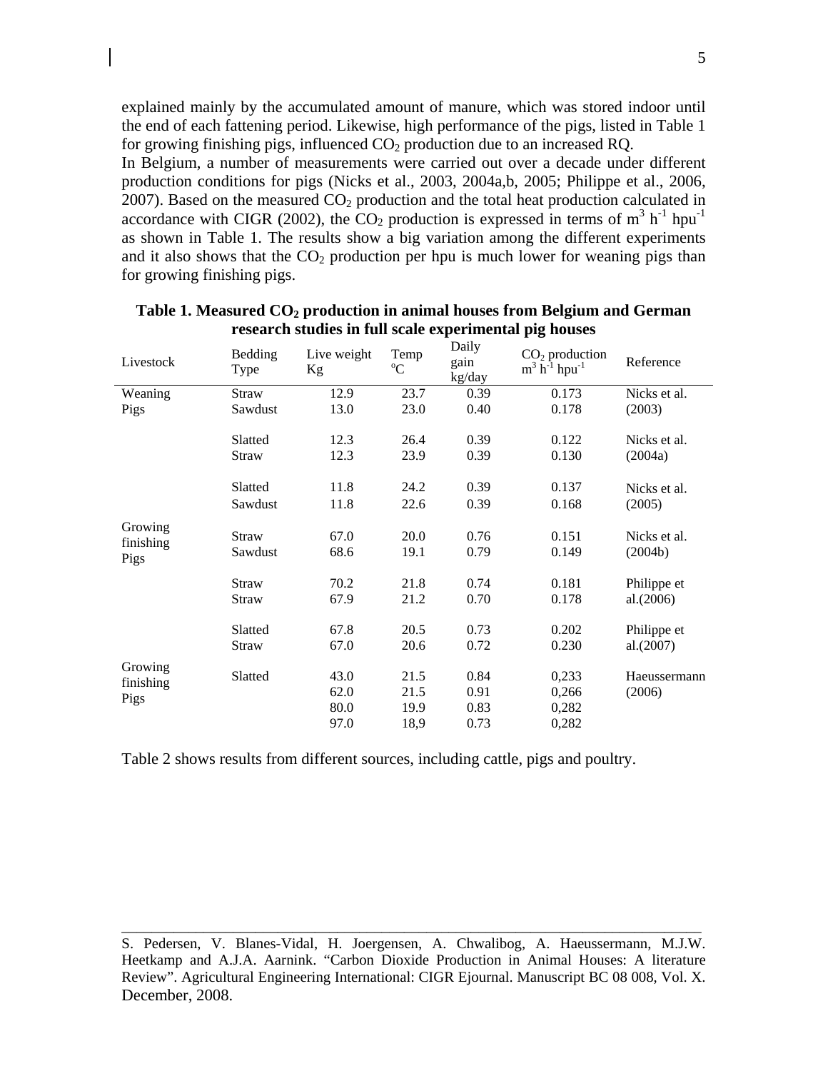explained mainly by the accumulated amount of manure, which was stored indoor until the end of each fattening period. Likewise, high performance of the pigs, listed in Table 1 for growing finishing pigs, influenced $CO_2$ production due to an increased RQ.

In Belgium, a number of measurements were carried out over a decade under different production conditions for pigs (Nicks et al., 2003, 2004a,b, 2005; Philippe et al., 2006, 2007). Based on the measured $CO_2$ production and the total heat production calculated in accordance with CIGR (2002), the $CO_2$ production is expressed in terms of $m^3\ h^{-1}\ hpu^{-1}$ as shown in Table 1. The results show a big variation among the different experiments and it also shows that the $CO_2$ production per hpu is much lower for weaning pigs than for growing finishing pigs.

**Table 1. Measured $CO_2$ production in animal houses from Belgium and German research studies in full scale experimental pig houses**

| Livestock | Bedding Type | Live weight Kg | Temp °C | Daily gain kg/day | $CO_2$ production $m^3\ h^{-1}\ hpu^{-1}$ | Reference |
|---|---|---|---|---|---|---|
| Weaning Pigs | Straw | 12.9 | 23.7 | 0.39 | 0.173 | Nicks et al. (2003) |
| | Sawdust | 13.0 | 23.0 | 0.40 | 0.178 | |
| | Slatted | 12.3 | 26.4 | 0.39 | 0.122 | Nicks et al. (2004a) |
| | Straw | 12.3 | 23.9 | 0.39 | 0.130 | |
| | Slatted | 11.8 | 24.2 | 0.39 | 0.137 | Nicks et al. (2005) |
| | Sawdust | 11.8 | 22.6 | 0.39 | 0.168 | |
| Growing finishing Pigs | Straw | 67.0 | 20.0 | 0.76 | 0.151 | Nicks et al. (2004b) |
| | Sawdust | 68.6 | 19.1 | 0.79 | 0.149 | |
| | Straw | 70.2 | 21.8 | 0.74 | 0.181 | Philippe et al.(2006) |
| | Straw | 67.9 | 21.2 | 0.70 | 0.178 | |
| | Slatted | 67.8 | 20.5 | 0.73 | 0.202 | Philippe et al.(2007) |
| | Straw | 67.0 | 20.6 | 0.72 | 0.230 | |
| Growing finishing Pigs | Slatted | 43.0 | 21.5 | 0.84 | 0,233 | Haeussermann (2006) |
| | | 62.0 | 21.5 | 0.91 | 0,266 | |
| | | 80.0 | 19.9 | 0.83 | 0,282 | |
| | | 97.0 | 18,9 | 0.73 | 0,282 | |

Table 2 shows results from different sources, including cattle, pigs and poultry.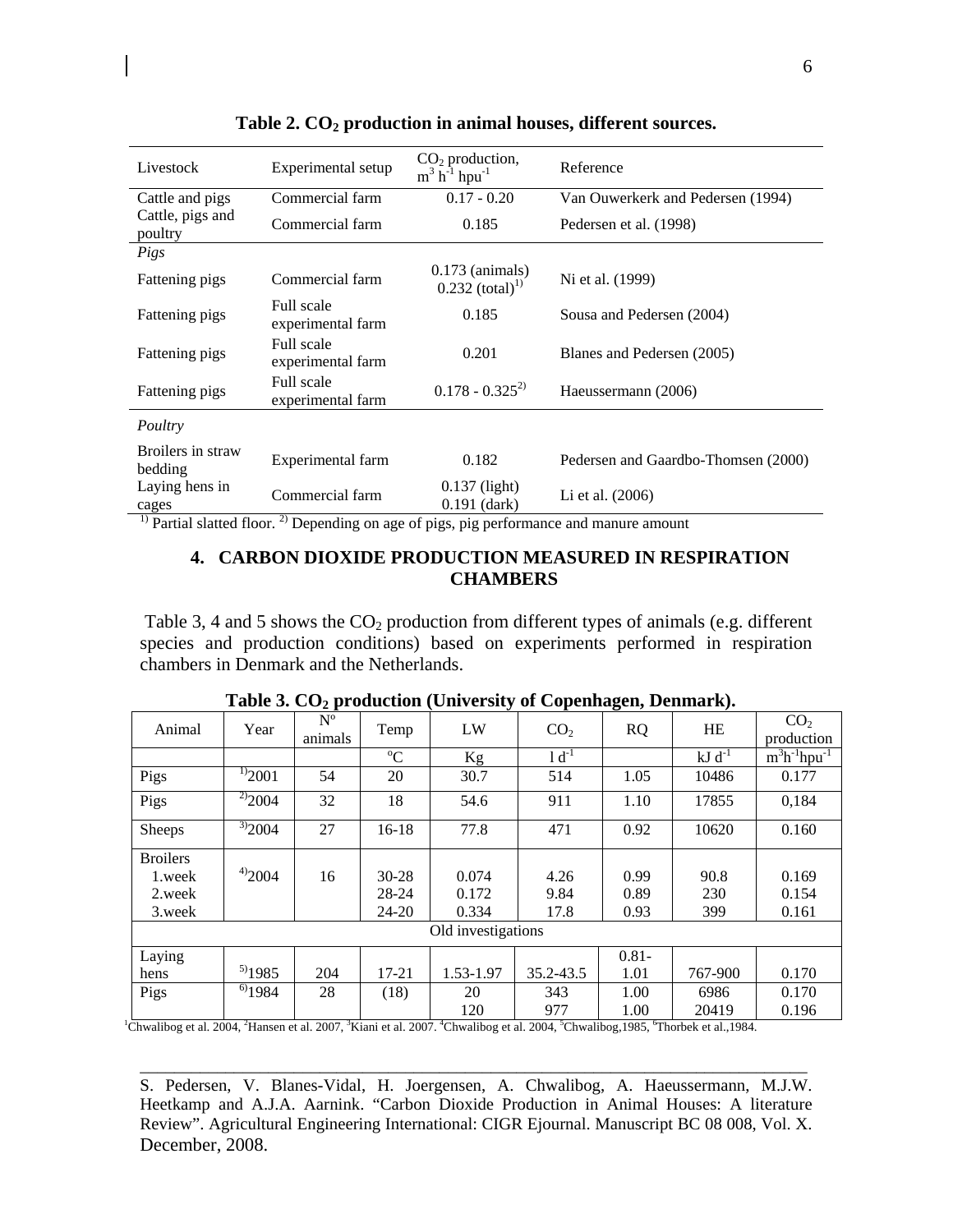**Table 2. $CO_2$ production in animal houses, different sources.**

| Livestock | Experimental setup | $CO_2$ production, $m^3\ h^{-1}\ hpu^{-1}$ | Reference |
|---|---|---|---|
| Cattle and pigs | Commercial farm | 0.17 - 0.20 | Van Ouwerkerk and Pedersen (1994) |
| Cattle, pigs and poultry | Commercial farm | 0.185 | Pedersen et al. (1998) |
| *Pigs* | | | |
| Fattening pigs | Commercial farm | 0.173 (animals) 0.232 (total)[1)] | Ni et al. (1999) |
| Fattening pigs | Full scale experimental farm | 0.185 | Sousa and Pedersen (2004) |
| Fattening pigs | Full scale experimental farm | 0.201 | Blanes and Pedersen (2005) |
| Fattening pigs | Full scale experimental farm | 0.178 - 0.325[2)] | Haeussermann (2006) |
| *Poultry* | | | |
| Broilers in straw bedding | Experimental farm | 0.182 | Pedersen and Gaardbo-Thomsen (2000) |
| Laying hens in cages | Commercial farm | 0.137 (light) 0.191 (dark) | Li et al. (2006) |

[1)] Partial slatted floor. [2)] Depending on age of pigs, pig performance and manure amount

## 4. CARBON DIOXIDE PRODUCTION MEASURED IN RESPIRATION CHAMBERS

Table 3, 4 and 5 shows the $CO_2$ production from different types of animals (e.g. different species and production conditions) based on experiments performed in respiration chambers in Denmark and the Netherlands.

**Table 3. $CO_2$ production (University of Copenhagen, Denmark).**

| Animal | Year | Nº animals | Temp | LW | $CO_2$ | RQ | HE | $CO_2$ production |
|---|---|---|---|---|---|---|---|---|
| | | | ºC | Kg | $l\ d^{-1}$ | | $kJ\ d^{-1}$ | $m^3h^{-1}hpu^{-1}$ |
| Pigs | [1)]2001 | 54 | 20 | 30.7 | 514 | 1.05 | 10486 | 0.177 |
| Pigs | [2)]2004 | 32 | 18 | 54.6 | 911 | 1.10 | 17855 | 0,184 |
| Sheeps | [3)]2004 | 27 | 16-18 | 77.8 | 471 | 0.92 | 10620 | 0.160 |
| Broilers 1.week 2.week 3.week | [4)]2004 | 16 | 30-28 28-24 24-20 | 0.074 0.172 0.334 | 4.26 9.84 17.8 | 0.99 0.89 0.93 | 90.8 230 399 | 0.169 0.154 0.161 |
| Old investigations | | | | | | | | |
| Laying hens | [5)]1985 | 204 | 17-21 | 1.53-1.97 | 35.2-43.5 | 0.81-1.01 | 767-900 | 0.170 |
| Pigs | [6)]1984 | 28 | (18) | 20 120 | 343 977 | 1.00 1.00 | 6986 20419 | 0.170 0.196 |

[1]Chwalibog et al. 2004, [2]Hansen et al. 2007, [3]Kiani et al. 2007. [4]Chwalibog et al. 2004, [5]Chwalibog,1985, [6]Thorbek et al.,1984.

S. Pedersen, V. Blanes-Vidal, H. Joergensen, A. Chwalibog, A. Haeussermann, M.J.W. Heetkamp and A.J.A. Aarnink. "Carbon Dioxide Production in Animal Houses: A literature Review". Agricultural Engineering International: CIGR Ejournal. Manuscript BC 08 008, Vol. X. December, 2008.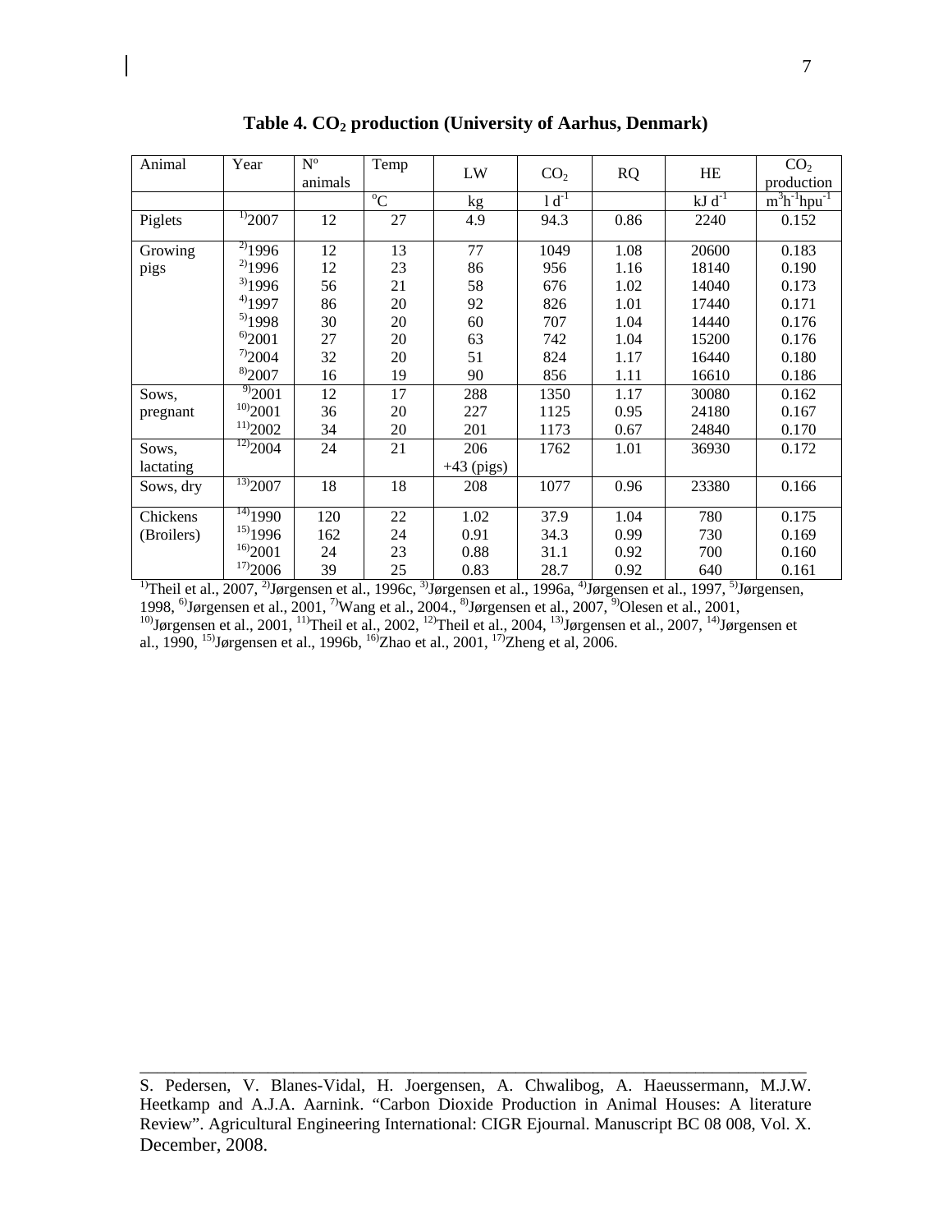**Table 4. $CO_2$ production (University of Aarhus, Denmark)**

| Animal | Year | Nº animals | Temp | LW | $CO_2$ | RQ | HE | $CO_2$ production |
|---|---|---|---|---|---|---|---|---|
| | | | °C | kg | $l\ d^{-1}$ | | $kJ\ d^{-1}$ | $m^3h^{-1}hpu^{-1}$ |
| Piglets | [1]2007 | 12 | 27 | 4.9 | 94.3 | 0.86 | 2240 | 0.152 |
| Growing pigs | [2]1996 | 12 | 13 | 77 | 1049 | 1.08 | 20600 | 0.183 |
| | [2]1996 | 12 | 23 | 86 | 956 | 1.16 | 18140 | 0.190 |
| | [3]1996 | 56 | 21 | 58 | 676 | 1.02 | 14040 | 0.173 |
| | [4]1997 | 86 | 20 | 92 | 826 | 1.01 | 17440 | 0.171 |
| | [5]1998 | 30 | 20 | 60 | 707 | 1.04 | 14440 | 0.176 |
| | [6]2001 | 27 | 20 | 63 | 742 | 1.04 | 15200 | 0.176 |
| | [7]2004 | 32 | 20 | 51 | 824 | 1.17 | 16440 | 0.180 |
| | [8]2007 | 16 | 19 | 90 | 856 | 1.11 | 16610 | 0.186 |
| Sows, pregnant | [9]2001 | 12 | 17 | 288 | 1350 | 1.17 | 30080 | 0.162 |
| | [10]2001 | 36 | 20 | 227 | 1125 | 0.95 | 24180 | 0.167 |
| | [11]2002 | 34 | 20 | 201 | 1173 | 0.67 | 24840 | 0.170 |
| Sows, lactating | [12]2004 | 24 | 21 | 206 +43 (pigs) | 1762 | 1.01 | 36930 | 0.172 |
| Sows, dry | [13]2007 | 18 | 18 | 208 | 1077 | 0.96 | 23380 | 0.166 |
| Chickens (Broilers) | [14]1990 | 120 | 22 | 1.02 | 37.9 | 1.04 | 780 | 0.175 |
| | [15]1996 | 162 | 24 | 0.91 | 34.3 | 0.99 | 730 | 0.169 |
| | [16]2001 | 24 | 23 | 0.88 | 31.1 | 0.92 | 700 | 0.160 |
| | [17]2006 | 39 | 25 | 0.83 | 28.7 | 0.92 | 640 | 0.161 |

[1]Theil et al., 2007, [2]Jørgensen et al., 1996c, [3]Jørgensen et al., 1996a, [4]Jørgensen et al., 1997, [5]Jørgensen, 1998, [6]Jørgensen et al., 2001, [7]Wang et al., 2004., [8]Jørgensen et al., 2007, [9]Olesen et al., 2001, [10]Jørgensen et al., 2001, [11]Theil et al., 2002, [12]Theil et al., 2004, [13]Jørgensen et al., 2007, [14]Jørgensen et al., 1990, [15]Jørgensen et al., 1996b, [16]Zhao et al., 2001, [17]Zheng et al, 2006.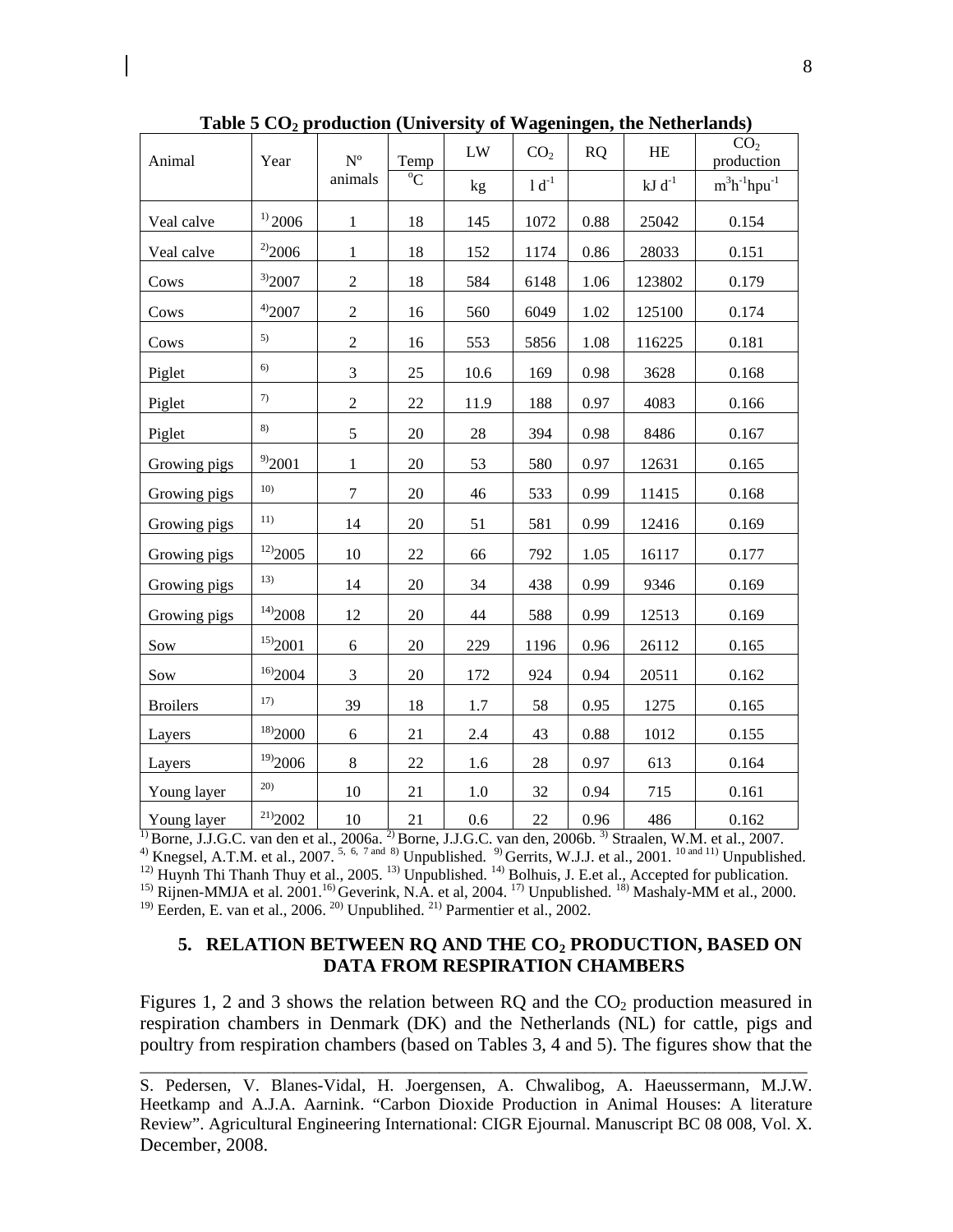**Table 5 $CO_2$ production (University of Wageningen, the Netherlands)**

| Animal | Year | N° animals | Temp °C | LW kg | $CO_2$ $l\ d^{-1}$ | RQ | HE $kJ\ d^{-1}$ | $CO_2$ production $m^3h^{-1}hpu^{-1}$ |
|---|---|---|---|---|---|---|---|---|
| Veal calve | [1] 2006 | 1 | 18 | 145 | 1072 | 0.88 | 25042 | 0.154 |
| Veal calve | [2] 2006 | 1 | 18 | 152 | 1174 | 0.86 | 28033 | 0.151 |
| Cows | [3] 2007 | 2 | 18 | 584 | 6148 | 1.06 | 123802 | 0.179 |
| Cows | [4] 2007 | 2 | 16 | 560 | 6049 | 1.02 | 125100 | 0.174 |
| Cows | [5] | 2 | 16 | 553 | 5856 | 1.08 | 116225 | 0.181 |
| Piglet | [6] | 3 | 25 | 10.6 | 169 | 0.98 | 3628 | 0.168 |
| Piglet | [7] | 2 | 22 | 11.9 | 188 | 0.97 | 4083 | 0.166 |
| Piglet | [8] | 5 | 20 | 28 | 394 | 0.98 | 8486 | 0.167 |
| Growing pigs | [9] 2001 | 1 | 20 | 53 | 580 | 0.97 | 12631 | 0.165 |
| Growing pigs | [10] | 7 | 20 | 46 | 533 | 0.99 | 11415 | 0.168 |
| Growing pigs | [11] | 14 | 20 | 51 | 581 | 0.99 | 12416 | 0.169 |
| Growing pigs | [12] 2005 | 10 | 22 | 66 | 792 | 1.05 | 16117 | 0.177 |
| Growing pigs | [13] | 14 | 20 | 34 | 438 | 0.99 | 9346 | 0.169 |
| Growing pigs | [14] 2008 | 12 | 20 | 44 | 588 | 0.99 | 12513 | 0.169 |
| Sow | [15] 2001 | 6 | 20 | 229 | 1196 | 0.96 | 26112 | 0.165 |
| Sow | [16] 2004 | 3 | 20 | 172 | 924 | 0.94 | 20511 | 0.162 |
| Broilers | [17] | 39 | 18 | 1.7 | 58 | 0.95 | 1275 | 0.165 |
| Layers | [18] 2000 | 6 | 21 | 2.4 | 43 | 0.88 | 1012 | 0.155 |
| Layers | [19] 2006 | 8 | 22 | 1.6 | 28 | 0.97 | 613 | 0.164 |
| Young layer | [20] | 10 | 21 | 1.0 | 32 | 0.94 | 715 | 0.161 |
| Young layer | [21] 2002 | 10 | 21 | 0.6 | 22 | 0.96 | 486 | 0.162 |

[1] Borne, J.J.G.C. van den et al., 2006a. [2] Borne, J.J.G.C. van den, 2006b. [3] Straalen, W.M. et al., 2007. [4] Knegsel, A.T.M. et al., 2007. [5, 6, 7 and 8] Unpublished. [9] Gerrits, W.J.J. et al., 2001. [10 and 11] Unpublished. [12] Huynh Thi Thanh Thuy et al., 2005. [13] Unpublished. [14] Bolhuis, J. E.et al., Accepted for publication. [15] Rijnen-MMJA et al. 2001. [16] Geverink, N.A. et al, 2004. [17] Unpublished. [18] Mashaly-MM et al., 2000. [19] Eerden, E. van et al., 2006. [20] Unpublihed. [21] Parmentier et al., 2002.

## 5. RELATION BETWEEN RQ AND THE $CO_2$ PRODUCTION, BASED ON DATA FROM RESPIRATION CHAMBERS

Figures 1, 2 and 3 shows the relation between RQ and the $CO_2$ production measured in respiration chambers in Denmark (DK) and the Netherlands (NL) for cattle, pigs and poultry from respiration chambers (based on Tables 3, 4 and 5). The figures show that the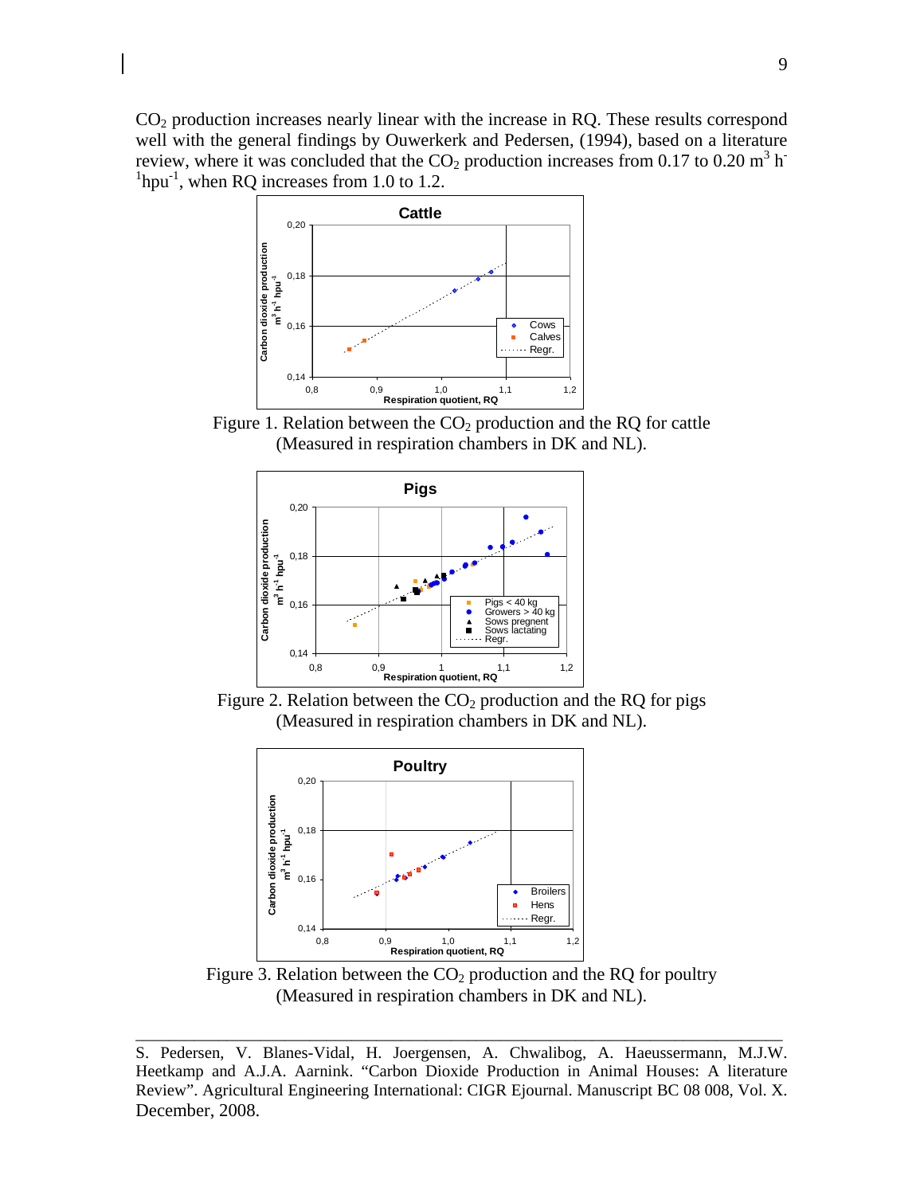$CO_2$ production increases nearly linear with the increase in RQ. These results correspond well with the general findings by Ouwerkerk and Pedersen, (1994), based on a literature review, where it was concluded that the $CO_2$ production increases from 0.17 to 0.20 $m^3\ h^{-1}hpu^{-1}$, when RQ increases from 1.0 to 1.2.

Figure 1. Relation between the $CO_2$ production and the RQ for cattle (Measured in respiration chambers in DK and NL).

Figure 2. Relation between the $CO_2$ production and the RQ for pigs (Measured in respiration chambers in DK and NL).

Figure 3. Relation between the $CO_2$ production and the RQ for poultry (Measured in respiration chambers in DK and NL).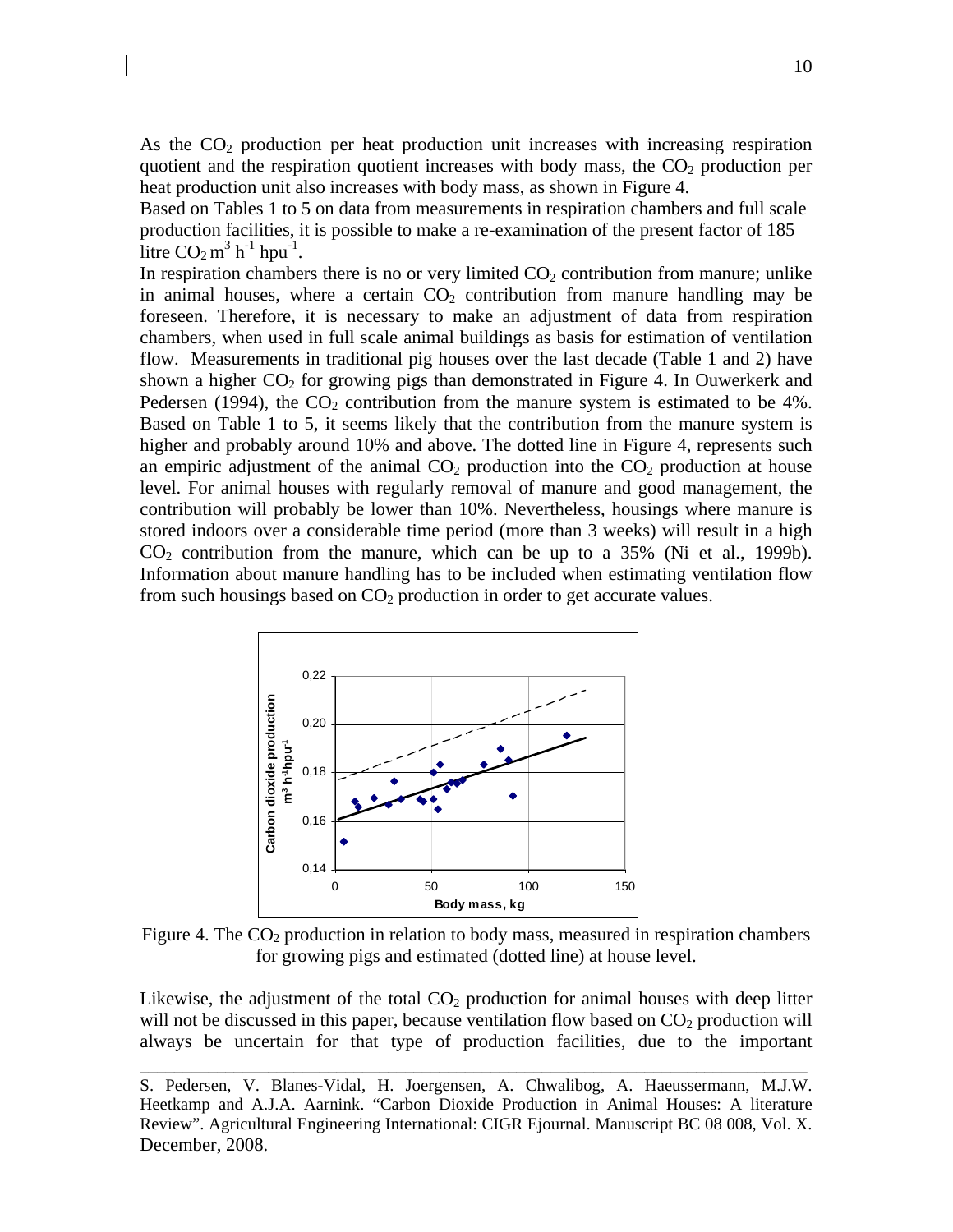As the $CO_2$ production per heat production unit increases with increasing respiration quotient and the respiration quotient increases with body mass, the $CO_2$ production per heat production unit also increases with body mass, as shown in Figure 4.

Based on Tables 1 to 5 on data from measurements in respiration chambers and full scale production facilities, it is possible to make a re-examination of the present factor of 185 litre $CO_2\,m^3\,h^{-1}\,hpu^{-1}$.

In respiration chambers there is no or very limited $CO_2$ contribution from manure; unlike in animal houses, where a certain $CO_2$ contribution from manure handling may be foreseen. Therefore, it is necessary to make an adjustment of data from respiration chambers, when used in full scale animal buildings as basis for estimation of ventilation flow. Measurements in traditional pig houses over the last decade (Table 1 and 2) have shown a higher $CO_2$ for growing pigs than demonstrated in Figure 4. In Ouwerkerk and Pedersen (1994), the $CO_2$ contribution from the manure system is estimated to be 4%. Based on Table 1 to 5, it seems likely that the contribution from the manure system is higher and probably around 10% and above. The dotted line in Figure 4, represents such an empiric adjustment of the animal $CO_2$ production into the $CO_2$ production at house level. For animal houses with regularly removal of manure and good management, the contribution will probably be lower than 10%. Nevertheless, housings where manure is stored indoors over a considerable time period (more than 3 weeks) will result in a high $CO_2$ contribution from the manure, which can be up to a 35% (Ni et al., 1999b). Information about manure handling has to be included when estimating ventilation flow from such housings based on $CO_2$ production in order to get accurate values.

Figure 4. The $CO_2$ production in relation to body mass, measured in respiration chambers for growing pigs and estimated (dotted line) at house level.

Likewise, the adjustment of the total $CO_2$ production for animal houses with deep litter will not be discussed in this paper, because ventilation flow based on $CO_2$ production will always be uncertain for that type of production facilities, due to the important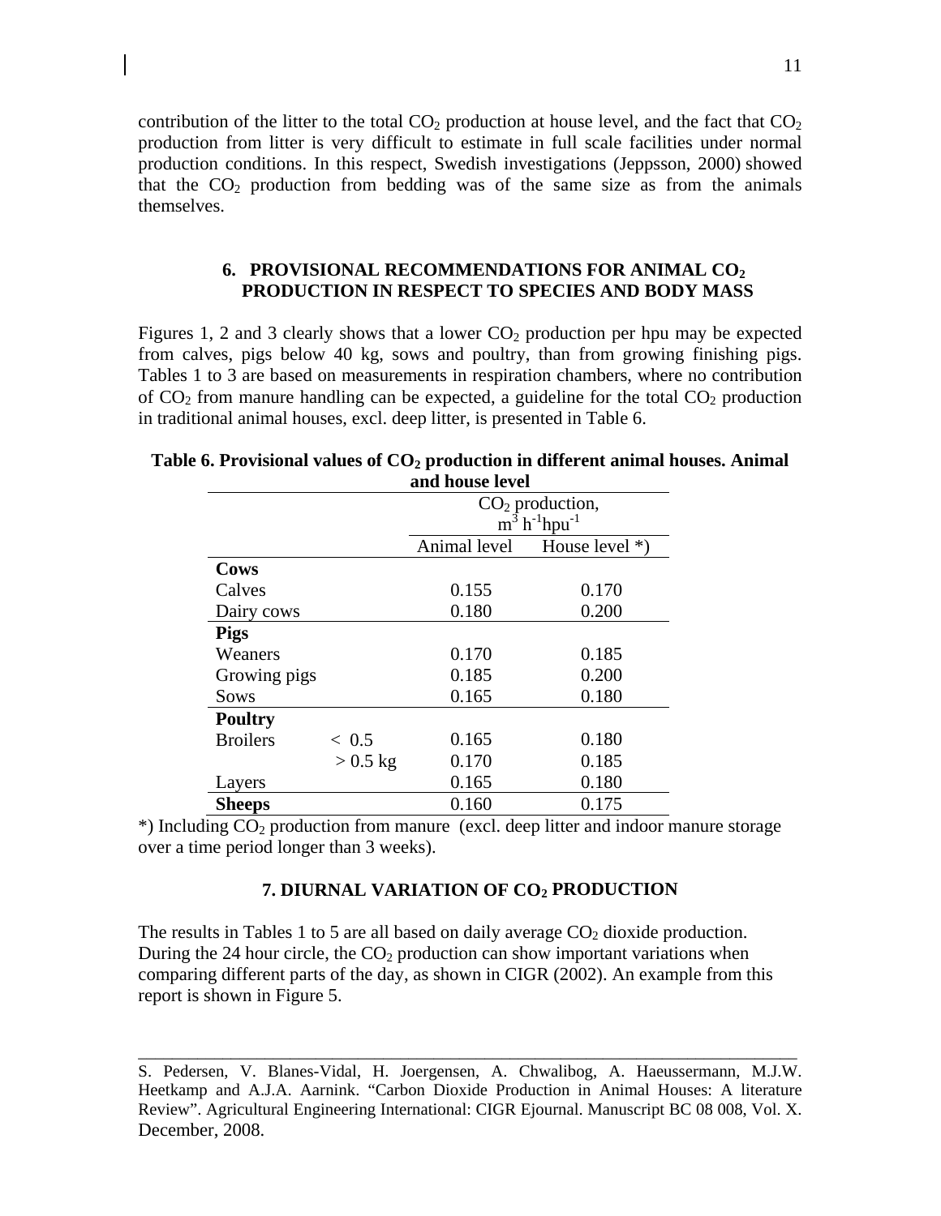contribution of the litter to the total $CO_2$ production at house level, and the fact that $CO_2$ production from litter is very difficult to estimate in full scale facilities under normal production conditions. In this respect, Swedish investigations (Jeppsson, 2000) showed that the $CO_2$ production from bedding was of the same size as from the animals themselves.

## 6. PROVISIONAL RECOMMENDATIONS FOR ANIMAL $CO_2$ PRODUCTION IN RESPECT TO SPECIES AND BODY MASS

Figures 1, 2 and 3 clearly shows that a lower $CO_2$ production per hpu may be expected from calves, pigs below 40 kg, sows and poultry, than from growing finishing pigs. Tables 1 to 3 are based on measurements in respiration chambers, where no contribution of $CO_2$ from manure handling can be expected, a guideline for the total $CO_2$ production in traditional animal houses, excl. deep litter, is presented in Table 6.

**Table 6. Provisional values of $CO_2$ production in different animal houses. Animal and house level**

| | | $CO_2$ production, $m^3\ h^{-1}hpu^{-1}$ | |
|---|---|---|---|
| | | Animal level | House level *) |
| **Cows** | | | |
| Calves | | 0.155 | 0.170 |
| Dairy cows | | 0.180 | 0.200 |
| **Pigs** | | | |
| Weaners | | 0.170 | 0.185 |
| Growing pigs | | 0.185 | 0.200 |
| Sows | | 0.165 | 0.180 |
| **Poultry** | | | |
| Broilers | < 0.5 | 0.165 | 0.180 |
| | > 0.5 kg | 0.170 | 0.185 |
| Layers | | 0.165 | 0.180 |
| **Sheeps** | | 0.160 | 0.175 |

*) Including $CO_2$ production from manure (excl. deep litter and indoor manure storage over a time period longer than 3 weeks).

## 7. DIURNAL VARIATION OF $CO_2$ PRODUCTION

The results in Tables 1 to 5 are all based on daily average $CO_2$ dioxide production. During the 24 hour circle, the $CO_2$ production can show important variations when comparing different parts of the day, as shown in CIGR (2002). An example from this report is shown in Figure 5.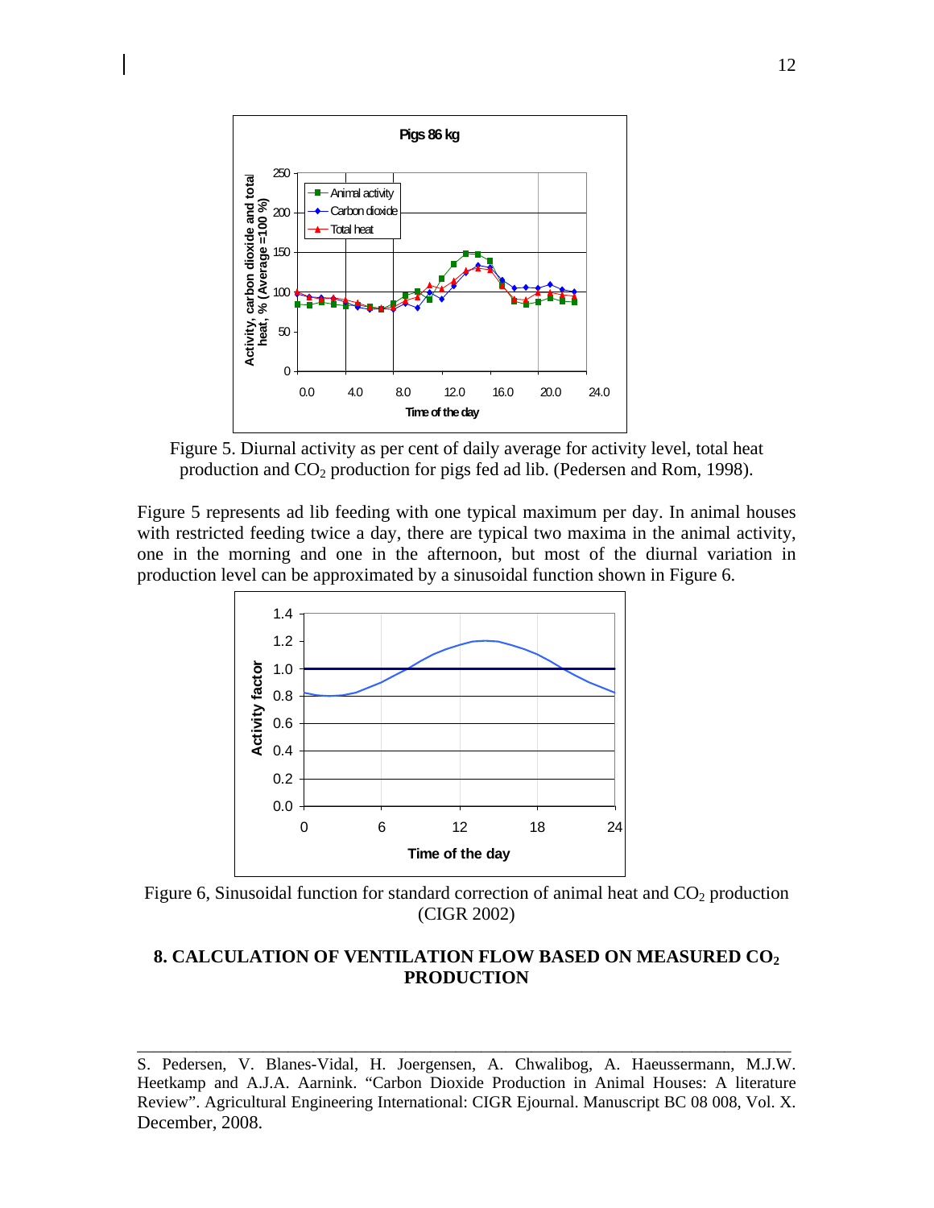Figure 5. Diurnal activity as per cent of daily average for activity level, total heat production and $CO_2$ production for pigs fed ad lib. (Pedersen and Rom, 1998).

Figure 5 represents ad lib feeding with one typical maximum per day. In animal houses with restricted feeding twice a day, there are typical two maxima in the animal activity, one in the morning and one in the afternoon, but most of the diurnal variation in production level can be approximated by a sinusoidal function shown in Figure 6.

Figure 6, Sinusoidal function for standard correction of animal heat and $CO_2$ production (CIGR 2002)

## 8. CALCULATION OF VENTILATION FLOW BASED ON MEASURED $CO_2$ PRODUCTION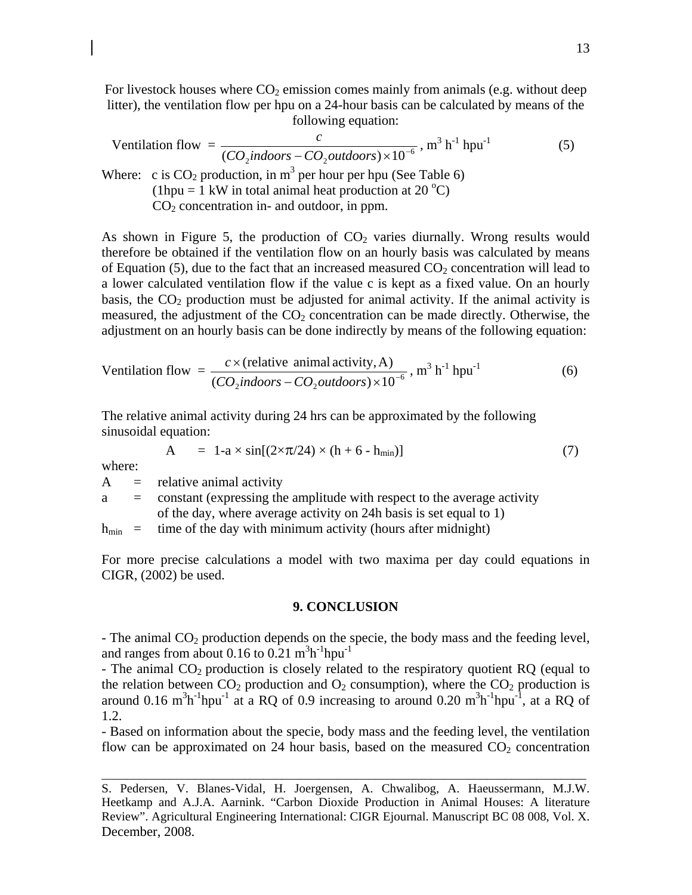For livestock houses where $CO_2$ emission comes mainly from animals (e.g. without deep litter), the ventilation flow per hpu on a 24-hour basis can be calculated by means of the following equation:

$$\text{Ventilation flow} = \frac{c}{(CO_2 indoors - CO_2 outdoors) \times 10^{-6}}, \ m^3\ h^{-1}\ hpu^{-1} \qquad (5)$$

Where: c is $CO_2$ production, in $m^3$ per hour per hpu (See Table 6)
(1hpu = 1 kW in total animal heat production at 20 $^oC$)
$CO_2$ concentration in- and outdoor, in ppm.

As shown in Figure 5, the production of $CO_2$ varies diurnally. Wrong results would therefore be obtained if the ventilation flow on an hourly basis was calculated by means of Equation (5), due to the fact that an increased measured $CO_2$ concentration will lead to a lower calculated ventilation flow if the value c is kept as a fixed value. On an hourly basis, the $CO_2$ production must be adjusted for animal activity. If the animal activity is measured, the adjustment of the $CO_2$ concentration can be made directly. Otherwise, the adjustment on an hourly basis can be done indirectly by means of the following equation:

$$\text{Ventilation flow} = \frac{c \times (\text{relative animal activity, A})}{(CO_2 indoors - CO_2 outdoors) \times 10^{-6}}, \ m^3\ h^{-1}\ hpu^{-1} \qquad (6)$$

The relative animal activity during 24 hrs can be approximated by the following sinusoidal equation:

$$A = 1 - a \times \sin[(2 \times \pi/24) \times (h + 6 - h_{min})] \qquad (7)$$

where:

A = relative animal activity

a = constant (expressing the amplitude with respect to the average activity of the day, where average activity on 24h basis is set equal to 1)

$h_{min}$ = time of the day with minimum activity (hours after midnight)

For more precise calculations a model with two maxima per day could equations in CIGR, (2002) be used.

## 9. CONCLUSION

- The animal $CO_2$ production depends on the specie, the body mass and the feeding level, and ranges from about 0.16 to 0.21 $m^3h^{-1}hpu^{-1}$
- The animal $CO_2$ production is closely related to the respiratory quotient RQ (equal to the relation between $CO_2$ production and $O_2$ consumption), where the $CO_2$ production is around 0.16 $m^3h^{-1}hpu^{-1}$ at a RQ of 0.9 increasing to around 0.20 $m^3h^{-1}hpu^{-1}$, at a RQ of 1.2.
- Based on information about the specie, body mass and the feeding level, the ventilation flow can be approximated on 24 hour basis, based on the measured $CO_2$ concentration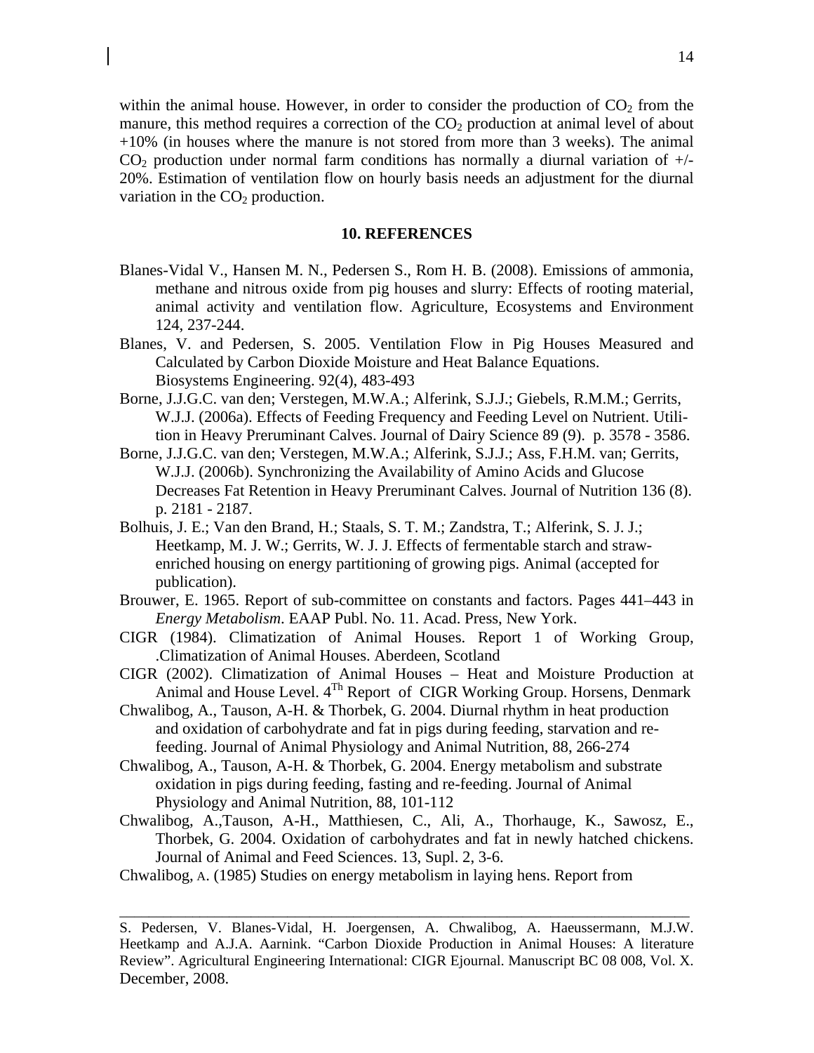within the animal house. However, in order to consider the production of $CO_2$ from the manure, this method requires a correction of the $CO_2$ production at animal level of about +10% (in houses where the manure is not stored from more than 3 weeks). The animal $CO_2$ production under normal farm conditions has normally a diurnal variation of +/- 20%. Estimation of ventilation flow on hourly basis needs an adjustment for the diurnal variation in the $CO_2$ production.

## 10. REFERENCES

Blanes-Vidal V., Hansen M. N., Pedersen S., Rom H. B. (2008). Emissions of ammonia, methane and nitrous oxide from pig houses and slurry: Effects of rooting material, animal activity and ventilation flow. Agriculture, Ecosystems and Environment 124, 237-244.

Blanes, V. and Pedersen, S. 2005. Ventilation Flow in Pig Houses Measured and Calculated by Carbon Dioxide Moisture and Heat Balance Equations. Biosystems Engineering. 92(4), 483-493

Borne, J.J.G.C. van den; Verstegen, M.W.A.; Alferink, S.J.J.; Giebels, R.M.M.; Gerrits, W.J.J. (2006a). Effects of Feeding Frequency and Feeding Level on Nutrient. Utilition in Heavy Preruminant Calves. Journal of Dairy Science 89 (9). p. 3578 - 3586.

Borne, J.J.G.C. van den; Verstegen, M.W.A.; Alferink, S.J.J.; Ass, F.H.M. van; Gerrits, W.J.J. (2006b). Synchronizing the Availability of Amino Acids and Glucose Decreases Fat Retention in Heavy Preruminant Calves. Journal of Nutrition 136 (8). p. 2181 - 2187.

Bolhuis, J. E.; Van den Brand, H.; Staals, S. T. M.; Zandstra, T.; Alferink, S. J. J.; Heetkamp, M. J. W.; Gerrits, W. J. J. Effects of fermentable starch and straw-enriched housing on energy partitioning of growing pigs. Animal (accepted for publication).

Brouwer, E. 1965. Report of sub-committee on constants and factors. Pages 441–443 in *Energy Metabolism*. EAAP Publ. No. 11. Acad. Press, New York.

CIGR (1984). Climatization of Animal Houses. Report 1 of Working Group, .Climatization of Animal Houses. Aberdeen, Scotland

CIGR (2002). Climatization of Animal Houses – Heat and Moisture Production at Animal and House Level. 4[Th] Report of CIGR Working Group. Horsens, Denmark

Chwalibog, A., Tauson, A-H. & Thorbek, G. 2004. Diurnal rhythm in heat production and oxidation of carbohydrate and fat in pigs during feeding, starvation and re-feeding. Journal of Animal Physiology and Animal Nutrition, 88, 266-274

Chwalibog, A., Tauson, A-H. & Thorbek, G. 2004. Energy metabolism and substrate oxidation in pigs during feeding, fasting and re-feeding. Journal of Animal Physiology and Animal Nutrition, 88, 101-112

Chwalibog, A.,Tauson, A-H., Matthiesen, C., Ali, A., Thorhauge, K., Sawosz, E., Thorbek, G. 2004. Oxidation of carbohydrates and fat in newly hatched chickens. Journal of Animal and Feed Sciences. 13, Supl. 2, 3-6.

Chwalibog, A. (1985) Studies on energy metabolism in laying hens. Report from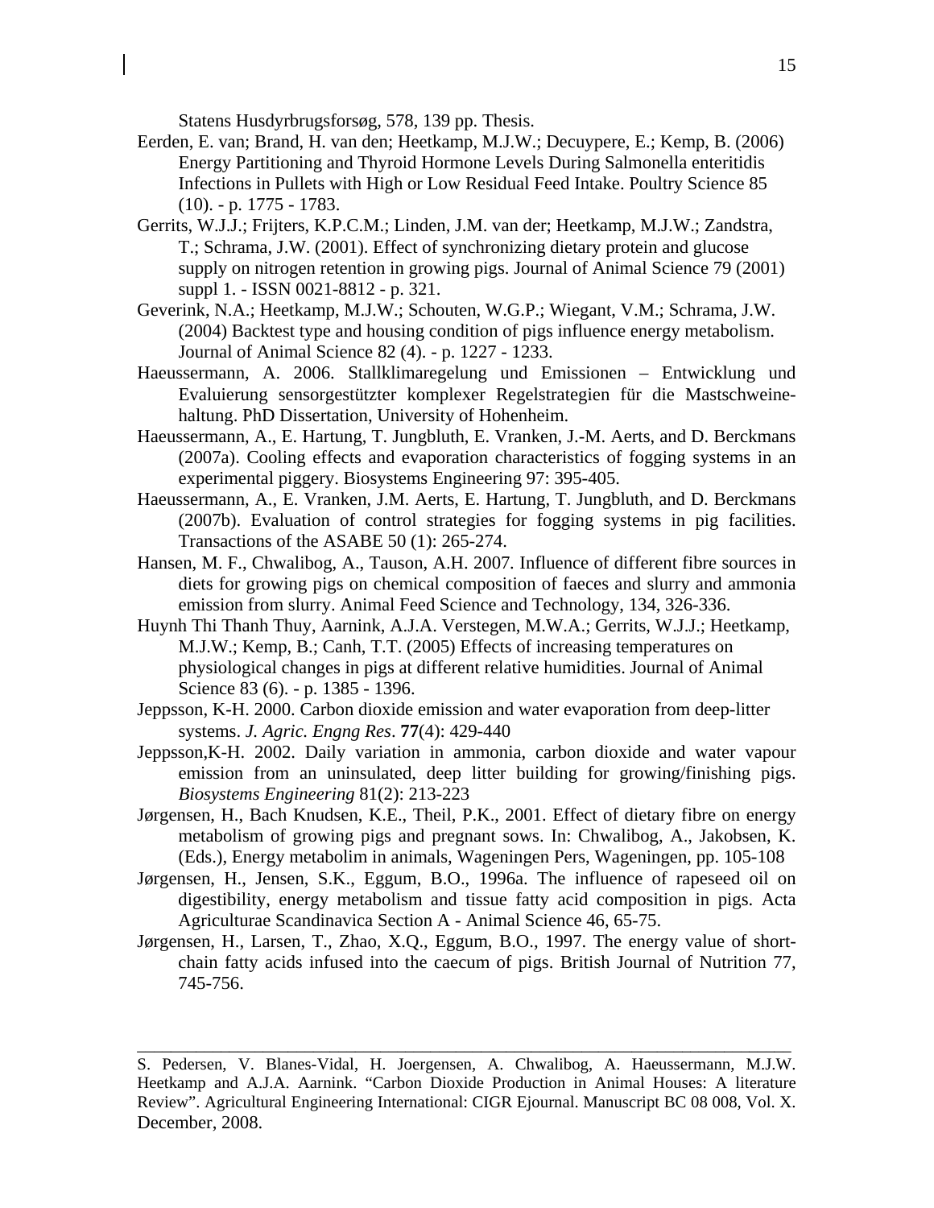Statens Husdyrbrugsforsøg, 578, 139 pp. Thesis.

Eerden, E. van; Brand, H. van den; Heetkamp, M.J.W.; Decuypere, E.; Kemp, B. (2006) Energy Partitioning and Thyroid Hormone Levels During Salmonella enteritidis Infections in Pullets with High or Low Residual Feed Intake. Poultry Science 85 (10). - p. 1775 - 1783.

Gerrits, W.J.J.; Frijters, K.P.C.M.; Linden, J.M. van der; Heetkamp, M.J.W.; Zandstra, T.; Schrama, J.W. (2001). Effect of synchronizing dietary protein and glucose supply on nitrogen retention in growing pigs. Journal of Animal Science 79 (2001) suppl 1. - ISSN 0021-8812 - p. 321.

Geverink, N.A.; Heetkamp, M.J.W.; Schouten, W.G.P.; Wiegant, V.M.; Schrama, J.W. (2004) Backtest type and housing condition of pigs influence energy metabolism. Journal of Animal Science 82 (4). - p. 1227 - 1233.

Haeussermann, A. 2006. Stallklimaregelung und Emissionen – Entwicklung und Evaluierung sensorgestützter komplexer Regelstrategien für die Mastschweine-haltung. PhD Dissertation, University of Hohenheim.

Haeussermann, A., E. Hartung, T. Jungbluth, E. Vranken, J.-M. Aerts, and D. Berckmans (2007a). Cooling effects and evaporation characteristics of fogging systems in an experimental piggery. Biosystems Engineering 97: 395-405.

Haeussermann, A., E. Vranken, J.M. Aerts, E. Hartung, T. Jungbluth, and D. Berckmans (2007b). Evaluation of control strategies for fogging systems in pig facilities. Transactions of the ASABE 50 (1): 265-274.

Hansen, M. F., Chwalibog, A., Tauson, A.H. 2007. Influence of different fibre sources in diets for growing pigs on chemical composition of faeces and slurry and ammonia emission from slurry. Animal Feed Science and Technology, 134, 326-336.

Huynh Thi Thanh Thuy, Aarnink, A.J.A. Verstegen, M.W.A.; Gerrits, W.J.J.; Heetkamp, M.J.W.; Kemp, B.; Canh, T.T. (2005) Effects of increasing temperatures on physiological changes in pigs at different relative humidities. Journal of Animal Science 83 (6). - p. 1385 - 1396.

Jeppsson, K-H. 2000. Carbon dioxide emission and water evaporation from deep-litter systems. *J. Agric. Engng Res*. **77**(4): 429-440

Jeppsson,K-H. 2002. Daily variation in ammonia, carbon dioxide and water vapour emission from an uninsulated, deep litter building for growing/finishing pigs. *Biosystems Engineering* 81(2): 213-223

Jørgensen, H., Bach Knudsen, K.E., Theil, P.K., 2001. Effect of dietary fibre on energy metabolism of growing pigs and pregnant sows. In: Chwalibog, A., Jakobsen, K. (Eds.), Energy metabolim in animals, Wageningen Pers, Wageningen, pp. 105-108

Jørgensen, H., Jensen, S.K., Eggum, B.O., 1996a. The influence of rapeseed oil on digestibility, energy metabolism and tissue fatty acid composition in pigs. Acta Agriculturae Scandinavica Section A - Animal Science 46, 65-75.

Jørgensen, H., Larsen, T., Zhao, X.Q., Eggum, B.O., 1997. The energy value of short-chain fatty acids infused into the caecum of pigs. British Journal of Nutrition 77, 745-756.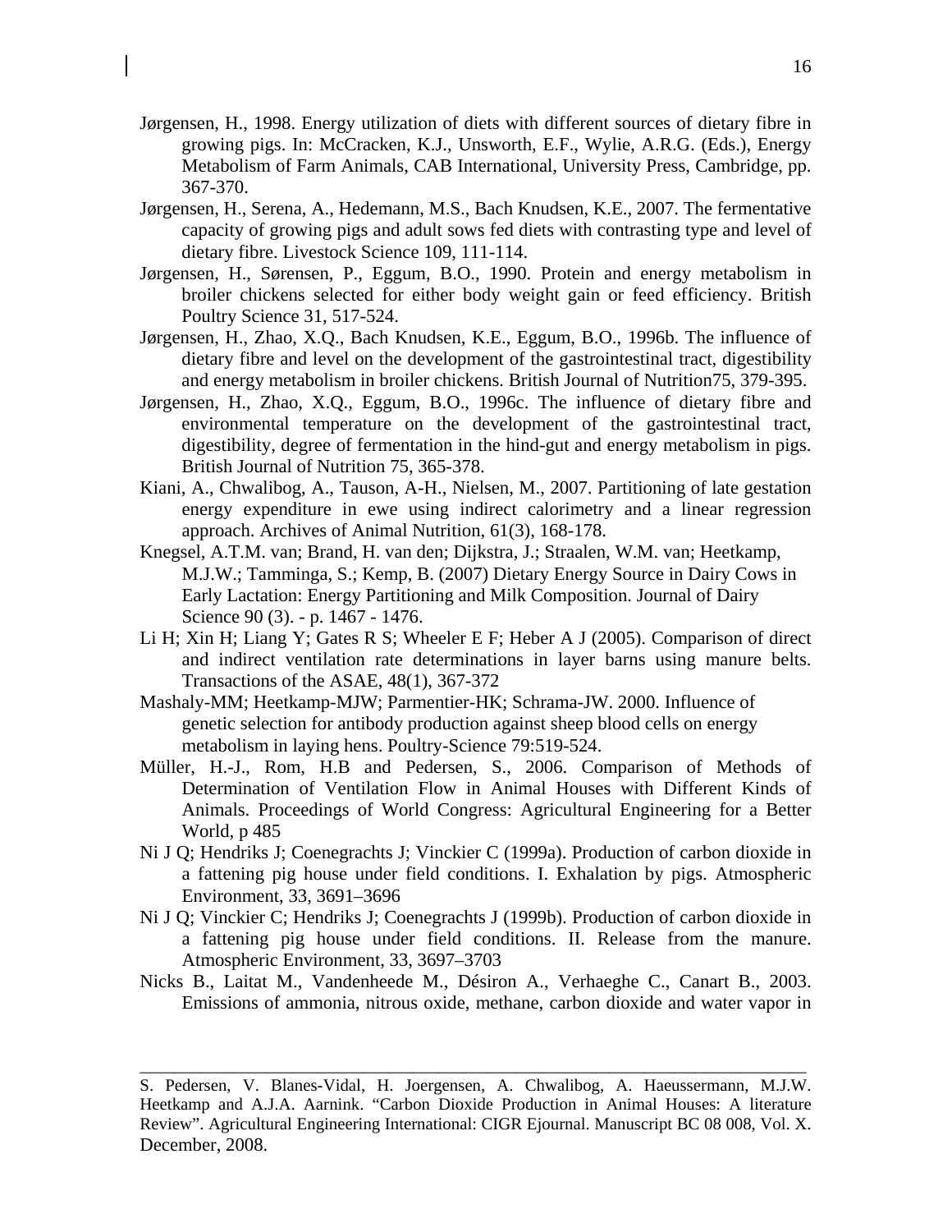Jørgensen, H., 1998. Energy utilization of diets with different sources of dietary fibre in growing pigs. In: McCracken, K.J., Unsworth, E.F., Wylie, A.R.G. (Eds.), Energy Metabolism of Farm Animals, CAB International, University Press, Cambridge, pp. 367-370.

Jørgensen, H., Serena, A., Hedemann, M.S., Bach Knudsen, K.E., 2007. The fermentative capacity of growing pigs and adult sows fed diets with contrasting type and level of dietary fibre. Livestock Science 109, 111-114.

Jørgensen, H., Sørensen, P., Eggum, B.O., 1990. Protein and energy metabolism in broiler chickens selected for either body weight gain or feed efficiency. British Poultry Science 31, 517-524.

Jørgensen, H., Zhao, X.Q., Bach Knudsen, K.E., Eggum, B.O., 1996b. The influence of dietary fibre and level on the development of the gastrointestinal tract, digestibility and energy metabolism in broiler chickens. British Journal of Nutrition75, 379-395.

Jørgensen, H., Zhao, X.Q., Eggum, B.O., 1996c. The influence of dietary fibre and environmental temperature on the development of the gastrointestinal tract, digestibility, degree of fermentation in the hind-gut and energy metabolism in pigs. British Journal of Nutrition 75, 365-378.

Kiani, A., Chwalibog, A., Tauson, A-H., Nielsen, M., 2007. Partitioning of late gestation energy expenditure in ewe using indirect calorimetry and a linear regression approach. Archives of Animal Nutrition, 61(3), 168-178.

Knegsel, A.T.M. van; Brand, H. van den; Dijkstra, J.; Straalen, W.M. van; Heetkamp, M.J.W.; Tamminga, S.; Kemp, B. (2007) Dietary Energy Source in Dairy Cows in Early Lactation: Energy Partitioning and Milk Composition. Journal of Dairy Science 90 (3). - p. 1467 - 1476.

Li H; Xin H; Liang Y; Gates R S; Wheeler E F; Heber A J (2005). Comparison of direct and indirect ventilation rate determinations in layer barns using manure belts. Transactions of the ASAE, 48(1), 367-372

Mashaly-MM; Heetkamp-MJW; Parmentier-HK; Schrama-JW. 2000. Influence of genetic selection for antibody production against sheep blood cells on energy metabolism in laying hens. Poultry-Science 79:519-524.

Müller, H.-J., Rom, H.B and Pedersen, S., 2006. Comparison of Methods of Determination of Ventilation Flow in Animal Houses with Different Kinds of Animals. Proceedings of World Congress: Agricultural Engineering for a Better World, p 485

Ni J Q; Hendriks J; Coenegrachts J; Vinckier C (1999a). Production of carbon dioxide in a fattening pig house under field conditions. I. Exhalation by pigs. Atmospheric Environment, 33, 3691–3696

Ni J Q; Vinckier C; Hendriks J; Coenegrachts J (1999b). Production of carbon dioxide in a fattening pig house under field conditions. II. Release from the manure. Atmospheric Environment, 33, 3697–3703

Nicks B., Laitat M., Vandenheede M., Désiron A., Verhaeghe C., Canart B., 2003. Emissions of ammonia, nitrous oxide, methane, carbon dioxide and water vapor in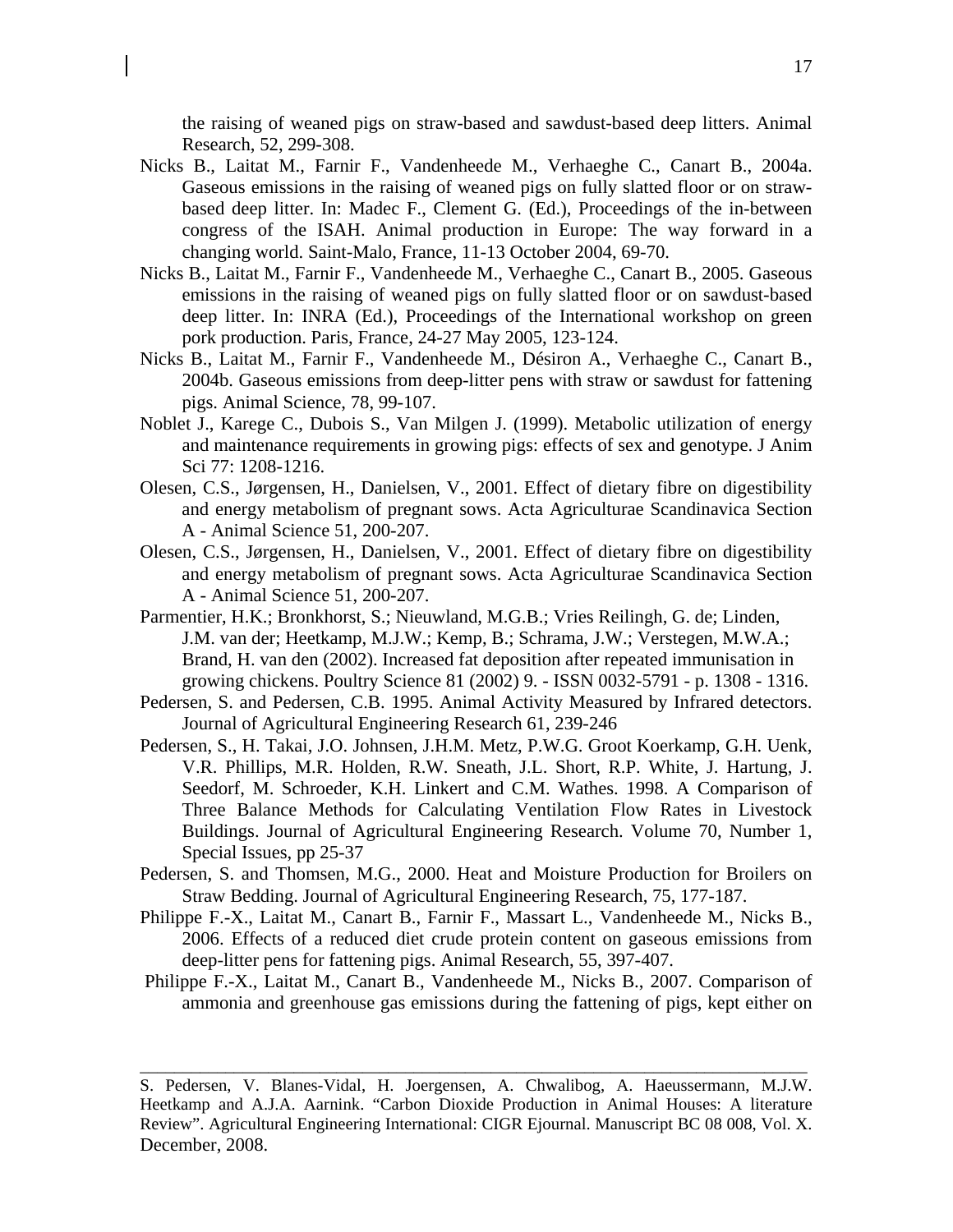the raising of weaned pigs on straw-based and sawdust-based deep litters. Animal Research, 52, 299-308.

Nicks B., Laitat M., Farnir F., Vandenheede M., Verhaeghe C., Canart B., 2004a. Gaseous emissions in the raising of weaned pigs on fully slatted floor or on straw-based deep litter. In: Madec F., Clement G. (Ed.), Proceedings of the in-between congress of the ISAH. Animal production in Europe: The way forward in a changing world. Saint-Malo, France, 11-13 October 2004, 69-70.

Nicks B., Laitat M., Farnir F., Vandenheede M., Verhaeghe C., Canart B., 2005. Gaseous emissions in the raising of weaned pigs on fully slatted floor or on sawdust-based deep litter. In: INRA (Ed.), Proceedings of the International workshop on green pork production. Paris, France, 24-27 May 2005, 123-124.

Nicks B., Laitat M., Farnir F., Vandenheede M., Désiron A., Verhaeghe C., Canart B., 2004b. Gaseous emissions from deep-litter pens with straw or sawdust for fattening pigs. Animal Science, 78, 99-107.

Noblet J., Karege C., Dubois S., Van Milgen J. (1999). Metabolic utilization of energy and maintenance requirements in growing pigs: effects of sex and genotype. J Anim Sci 77: 1208-1216.

Olesen, C.S., Jørgensen, H., Danielsen, V., 2001. Effect of dietary fibre on digestibility and energy metabolism of pregnant sows. Acta Agriculturae Scandinavica Section A - Animal Science 51, 200-207.

Olesen, C.S., Jørgensen, H., Danielsen, V., 2001. Effect of dietary fibre on digestibility and energy metabolism of pregnant sows. Acta Agriculturae Scandinavica Section A - Animal Science 51, 200-207.

Parmentier, H.K.; Bronkhorst, S.; Nieuwland, M.G.B.; Vries Reilingh, G. de; Linden, J.M. van der; Heetkamp, M.J.W.; Kemp, B.; Schrama, J.W.; Verstegen, M.W.A.; Brand, H. van den (2002). Increased fat deposition after repeated immunisation in growing chickens. Poultry Science 81 (2002) 9. - ISSN 0032-5791 - p. 1308 - 1316.

Pedersen, S. and Pedersen, C.B. 1995. Animal Activity Measured by Infrared detectors. Journal of Agricultural Engineering Research 61, 239-246

Pedersen, S., H. Takai, J.O. Johnsen, J.H.M. Metz, P.W.G. Groot Koerkamp, G.H. Uenk, V.R. Phillips, M.R. Holden, R.W. Sneath, J.L. Short, R.P. White, J. Hartung, J. Seedorf, M. Schroeder, K.H. Linkert and C.M. Wathes. 1998. A Comparison of Three Balance Methods for Calculating Ventilation Flow Rates in Livestock Buildings. Journal of Agricultural Engineering Research. Volume 70, Number 1, Special Issues, pp 25-37

Pedersen, S. and Thomsen, M.G., 2000. Heat and Moisture Production for Broilers on Straw Bedding. Journal of Agricultural Engineering Research, 75, 177-187.

Philippe F.-X., Laitat M., Canart B., Farnir F., Massart L., Vandenheede M., Nicks B., 2006. Effects of a reduced diet crude protein content on gaseous emissions from deep-litter pens for fattening pigs. Animal Research, 55, 397-407.

Philippe F.-X., Laitat M., Canart B., Vandenheede M., Nicks B., 2007. Comparison of ammonia and greenhouse gas emissions during the fattening of pigs, kept either on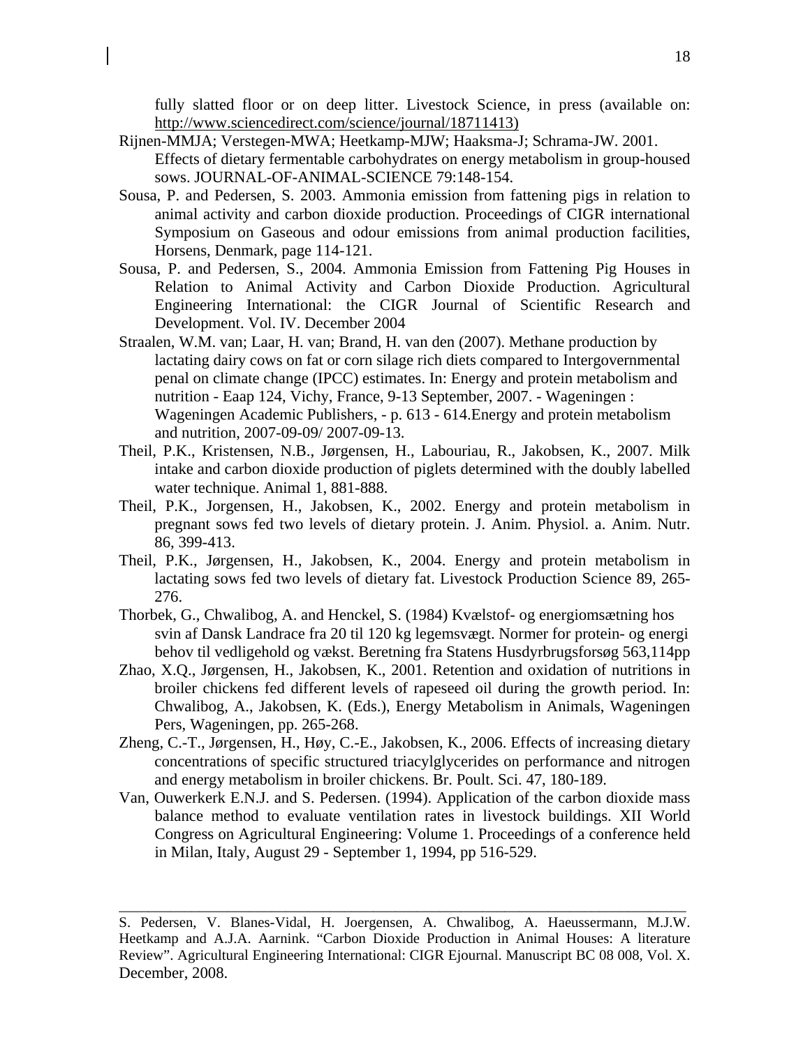fully slatted floor or on deep litter. Livestock Science, in press (available on: http://www.sciencedirect.com/science/journal/18711413)

Rijnen-MMJA; Verstegen-MWA; Heetkamp-MJW; Haaksma-J; Schrama-JW. 2001. Effects of dietary fermentable carbohydrates on energy metabolism in group-housed sows. JOURNAL-OF-ANIMAL-SCIENCE 79:148-154.

Sousa, P. and Pedersen, S. 2003. Ammonia emission from fattening pigs in relation to animal activity and carbon dioxide production. Proceedings of CIGR international Symposium on Gaseous and odour emissions from animal production facilities, Horsens, Denmark, page 114-121.

Sousa, P. and Pedersen, S., 2004. Ammonia Emission from Fattening Pig Houses in Relation to Animal Activity and Carbon Dioxide Production. Agricultural Engineering International: the CIGR Journal of Scientific Research and Development. Vol. IV. December 2004

Straalen, W.M. van; Laar, H. van; Brand, H. van den (2007). Methane production by lactating dairy cows on fat or corn silage rich diets compared to Intergovernmental penal on climate change (IPCC) estimates. In: Energy and protein metabolism and nutrition - Eaap 124, Vichy, France, 9-13 September, 2007. - Wageningen : Wageningen Academic Publishers, - p. 613 - 614.Energy and protein metabolism and nutrition, 2007-09-09/ 2007-09-13.

Theil, P.K., Kristensen, N.B., Jørgensen, H., Labouriau, R., Jakobsen, K., 2007. Milk intake and carbon dioxide production of piglets determined with the doubly labelled water technique. Animal 1, 881-888.

Theil, P.K., Jorgensen, H., Jakobsen, K., 2002. Energy and protein metabolism in pregnant sows fed two levels of dietary protein. J. Anim. Physiol. a. Anim. Nutr. 86, 399-413.

Theil, P.K., Jørgensen, H., Jakobsen, K., 2004. Energy and protein metabolism in lactating sows fed two levels of dietary fat. Livestock Production Science 89, 265-276.

Thorbek, G., Chwalibog, A. and Henckel, S. (1984) Kvælstof- og energiomsætning hos svin af Dansk Landrace fra 20 til 120 kg legemsvægt. Normer for protein- og energi behov til vedligehold og vækst. Beretning fra Statens Husdyrbrugsforsøg 563,114pp

Zhao, X.Q., Jørgensen, H., Jakobsen, K., 2001. Retention and oxidation of nutritions in broiler chickens fed different levels of rapeseed oil during the growth period. In: Chwalibog, A., Jakobsen, K. (Eds.), Energy Metabolism in Animals, Wageningen Pers, Wageningen, pp. 265-268.

Zheng, C.-T., Jørgensen, H., Høy, C.-E., Jakobsen, K., 2006. Effects of increasing dietary concentrations of specific structured triacylglycerides on performance and nitrogen and energy metabolism in broiler chickens. Br. Poult. Sci. 47, 180-189.

Van, Ouwerkerk E.N.J. and S. Pedersen. (1994). Application of the carbon dioxide mass balance method to evaluate ventilation rates in livestock buildings. XII World Congress on Agricultural Engineering: Volume 1. Proceedings of a conference held in Milan, Italy, August 29 - September 1, 1994, pp 516-529.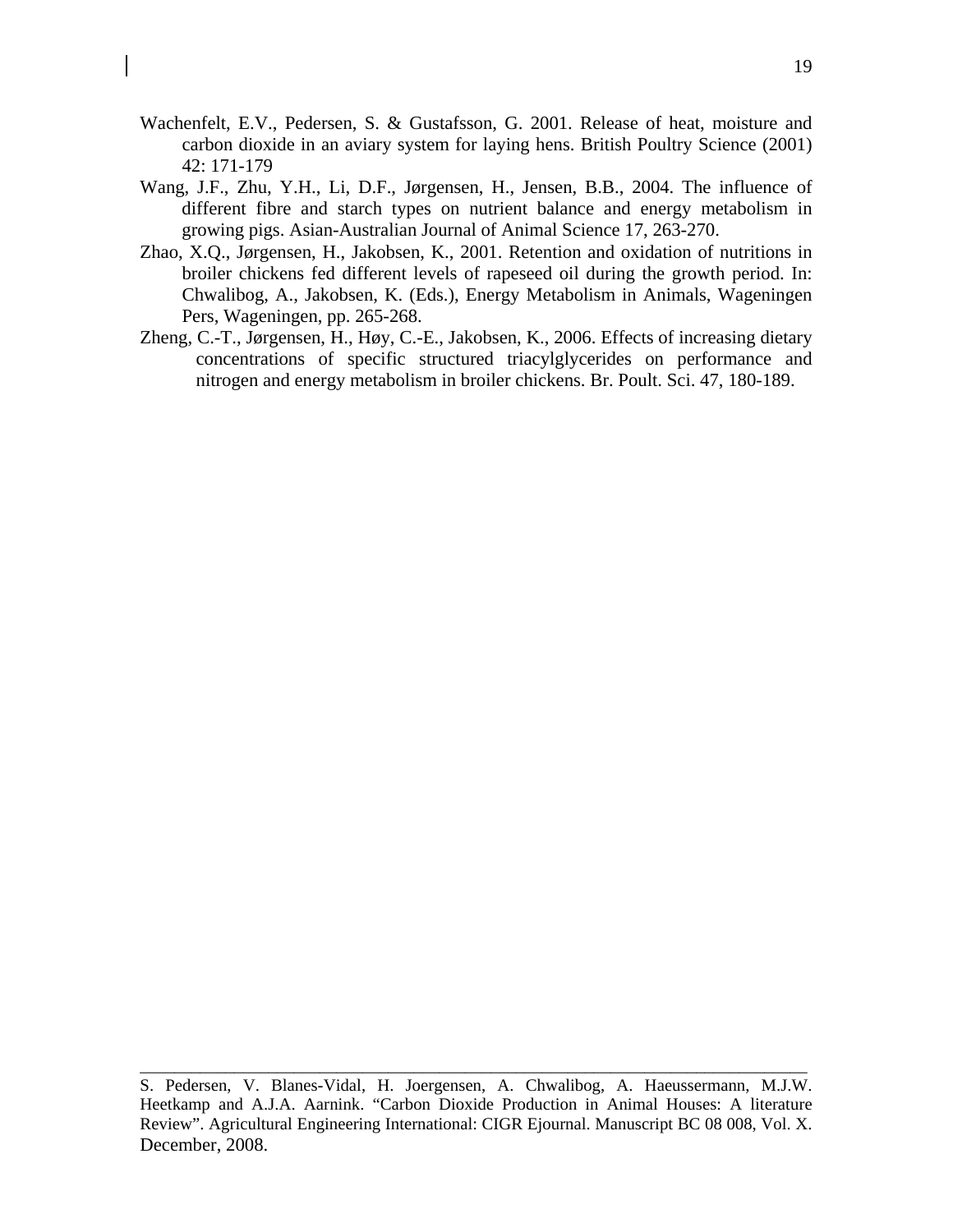Wachenfelt, E.V., Pedersen, S. & Gustafsson, G. 2001. Release of heat, moisture and carbon dioxide in an aviary system for laying hens. British Poultry Science (2001) 42: 171-179

Wang, J.F., Zhu, Y.H., Li, D.F., Jørgensen, H., Jensen, B.B., 2004. The influence of different fibre and starch types on nutrient balance and energy metabolism in growing pigs. Asian-Australian Journal of Animal Science 17, 263-270.

Zhao, X.Q., Jørgensen, H., Jakobsen, K., 2001. Retention and oxidation of nutritions in broiler chickens fed different levels of rapeseed oil during the growth period. In: Chwalibog, A., Jakobsen, K. (Eds.), Energy Metabolism in Animals, Wageningen Pers, Wageningen, pp. 265-268.

Zheng, C.-T., Jørgensen, H., Høy, C.-E., Jakobsen, K., 2006. Effects of increasing dietary concentrations of specific structured triacylglycerides on performance and nitrogen and energy metabolism in broiler chickens. Br. Poult. Sci. 47, 180-189.